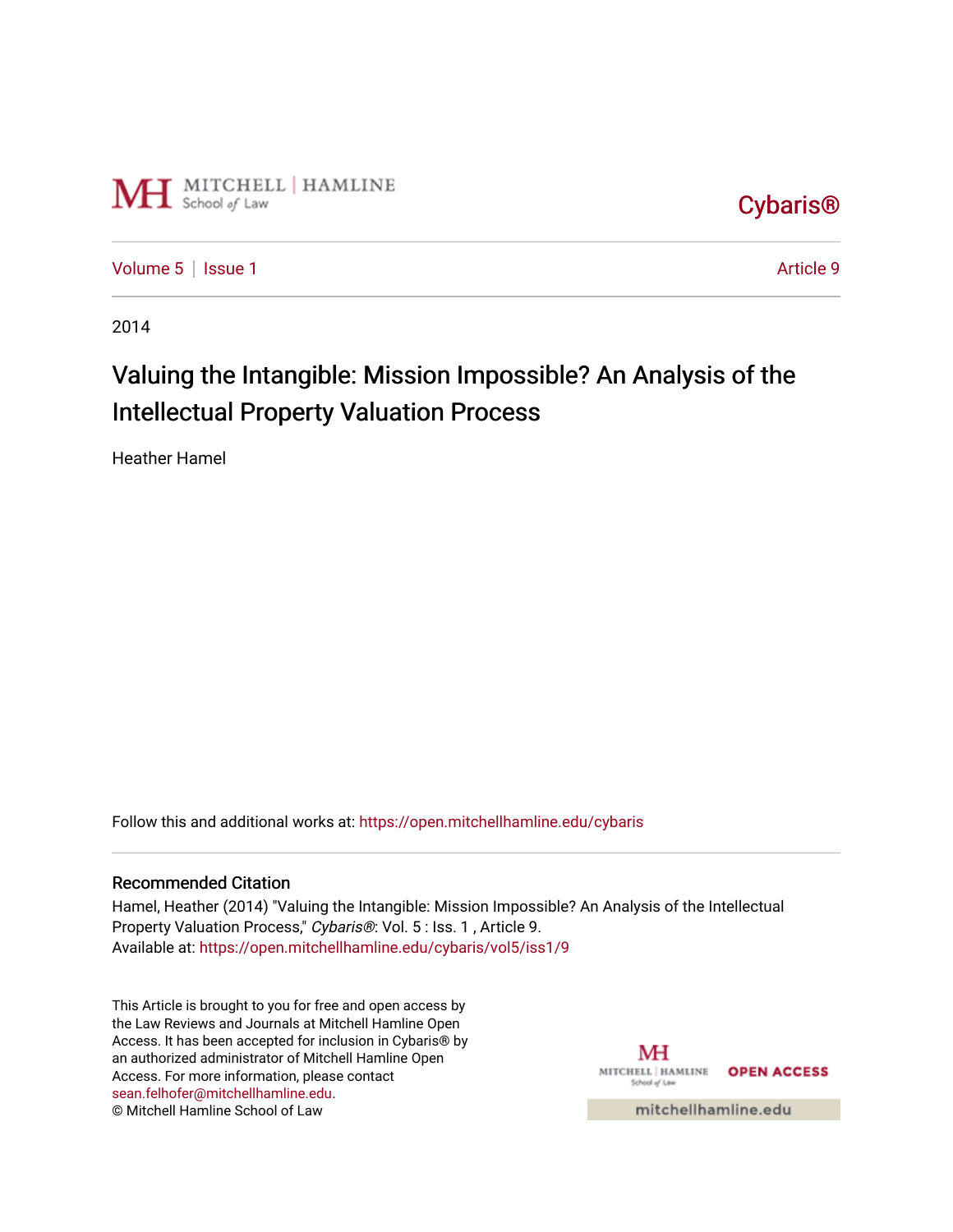Cybaris®

Volume 5 | Issue 1 Article 9

2014

# Valuing the Intangible: Mission Impossible? An Analysis of the Intellectual Property Valuation Process

Heather Hamel

Follow this and additional works at: https://open.mitchellhamline.edu/cybaris

## Recommended Citation

Hamel, Heather (2014) "Valuing the Intangible: Mission Impossible? An Analysis of the Intellectual Property Valuation Process," *Cybaris®*: Vol. 5 : Iss. 1 , Article 9.
Available at: https://open.mitchellhamline.edu/cybaris/vol5/iss1/9

This Article is brought to you for free and open access by the Law Reviews and Journals at Mitchell Hamline Open Access. It has been accepted for inclusion in Cybaris® by an authorized administrator of Mitchell Hamline Open Access. For more information, please contact sean.felhofer@mitchellhamline.edu.
© Mitchell Hamline School of Law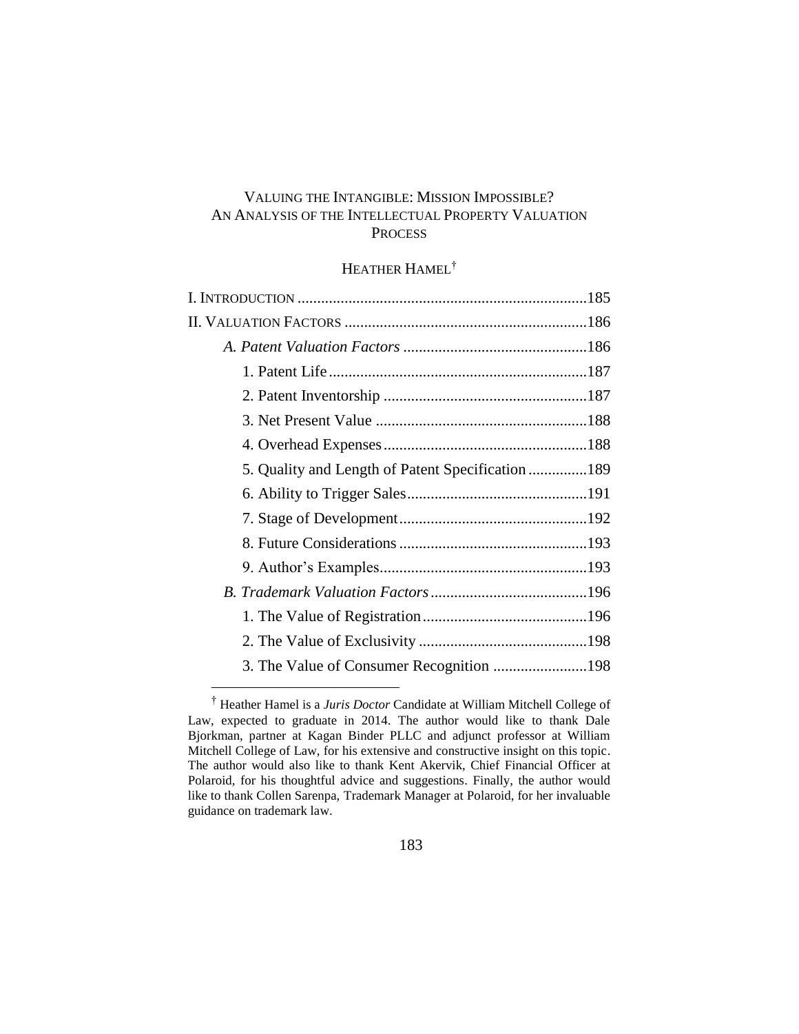# VALUING THE INTANGIBLE: MISSION IMPOSSIBLE? AN ANALYSIS OF THE INTELLECTUAL PROPERTY VALUATION PROCESS

HEATHER HAMEL[†]

I. INTRODUCTION .......................................................................185
II. VALUATION FACTORS ............................................................186
  *A. Patent Valuation Factors* ..............................................186
    1. Patent Life ...............................................................187
    2. Patent Inventorship ..................................................187
    3. Net Present Value .....................................................188
    4. Overhead Expenses ...................................................188
    5. Quality and Length of Patent Specification ..............189
    6. Ability to Trigger Sales .............................................191
    7. Stage of Development ...............................................192
    8. Future Considerations ...............................................193
    9. Author's Examples ....................................................193
  *B. Trademark Valuation Factors* ........................................196
    1. The Value of Registration .........................................196
    2. The Value of Exclusivity ..........................................198
    3. The Value of Consumer Recognition .......................198

---

[†] Heather Hamel is a *Juris Doctor* Candidate at William Mitchell College of Law, expected to graduate in 2014. The author would like to thank Dale Bjorkman, partner at Kagan Binder PLLC and adjunct professor at William Mitchell College of Law, for his extensive and constructive insight on this topic. The author would also like to thank Kent Akervik, Chief Financial Officer at Polaroid, for his thoughtful advice and suggestions. Finally, the author would like to thank Collen Sarenpa, Trademark Manager at Polaroid, for her invaluable guidance on trademark law.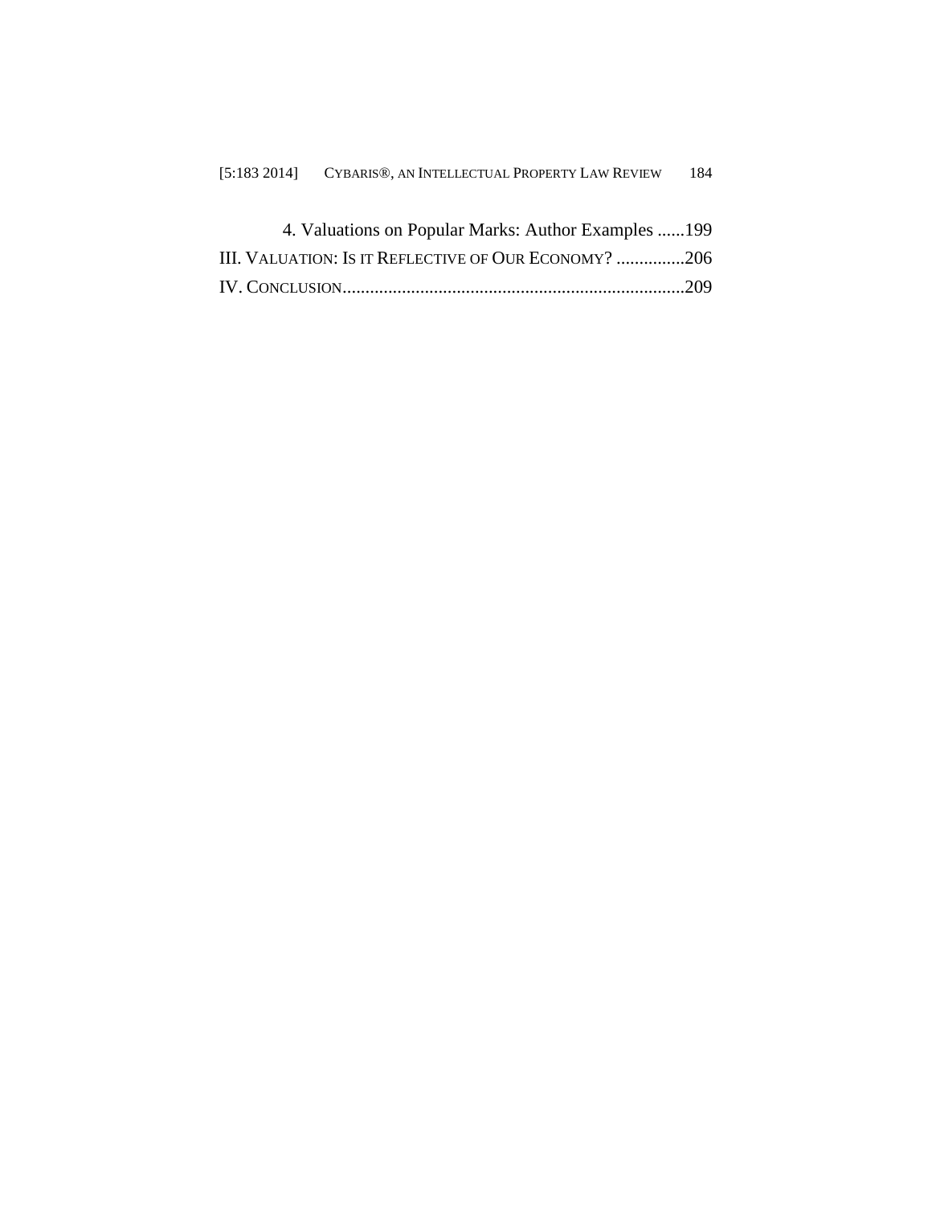4. Valuations on Popular Marks: Author Examples ......199

III. VALUATION: IS IT REFLECTIVE OF OUR ECONOMY? ...............206

IV. CONCLUSION...........................................................................209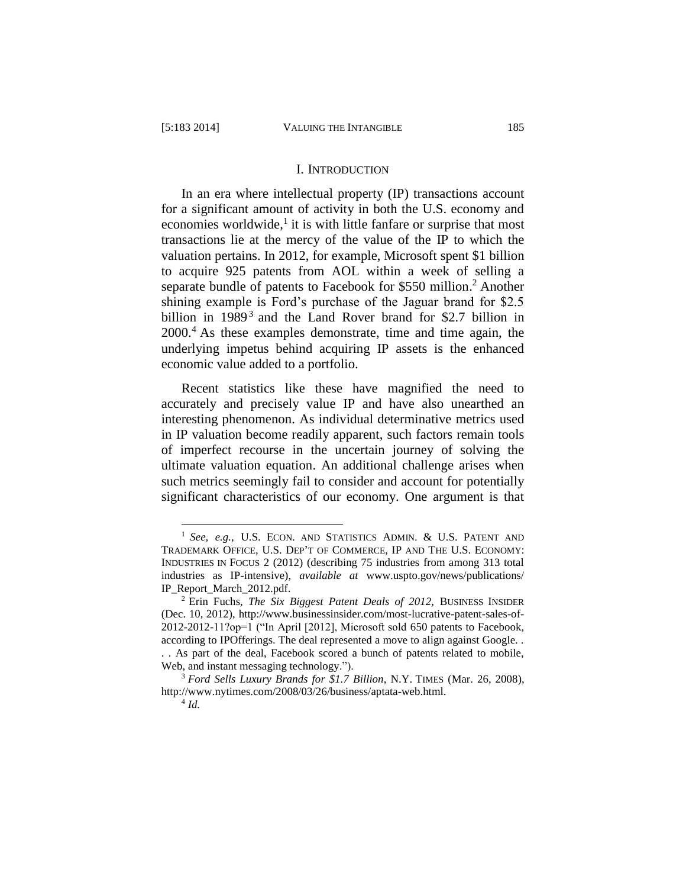## I. Introduction

In an era where intellectual property (IP) transactions account for a significant amount of activity in both the U.S. economy and economies worldwide,[1] it is with little fanfare or surprise that most transactions lie at the mercy of the value of the IP to which the valuation pertains. In 2012, for example, Microsoft spent $1 billion to acquire 925 patents from AOL within a week of selling a separate bundle of patents to Facebook for $550 million.[2] Another shining example is Ford's purchase of the Jaguar brand for $2.5 billion in 1989[3] and the Land Rover brand for $2.7 billion in 2000.[4] As these examples demonstrate, time and time again, the underlying impetus behind acquiring IP assets is the enhanced economic value added to a portfolio.

Recent statistics like these have magnified the need to accurately and precisely value IP and have also unearthed an interesting phenomenon. As individual determinative metrics used in IP valuation become readily apparent, such factors remain tools of imperfect recourse in the uncertain journey of solving the ultimate valuation equation. An additional challenge arises when such metrics seemingly fail to consider and account for potentially significant characteristics of our economy. One argument is that

---

[1] *See, e.g.*, U.S. ECON. AND STATISTICS ADMIN. & U.S. PATENT AND TRADEMARK OFFICE, U.S. DEP'T OF COMMERCE, IP AND THE U.S. ECONOMY: INDUSTRIES IN FOCUS 2 (2012) (describing 75 industries from among 313 total industries as IP-intensive), *available at* www.uspto.gov/news/publications/IP_Report_March_2012.pdf.

[2] Erin Fuchs, *The Six Biggest Patent Deals of 2012*, BUSINESS INSIDER (Dec. 10, 2012), http://www.businessinsider.com/most-lucrative-patent-sales-of-2012-2012-11?op=1 ("In April [2012], Microsoft sold 650 patents to Facebook, according to IPOfferings. The deal represented a move to align against Google. . . . As part of the deal, Facebook scored a bunch of patents related to mobile, Web, and instant messaging technology.").

[3] *Ford Sells Luxury Brands for $1.7 Billion*, N.Y. TIMES (Mar. 26, 2008), http://www.nytimes.com/2008/03/26/business/aptata-web.html.

[4] *Id.*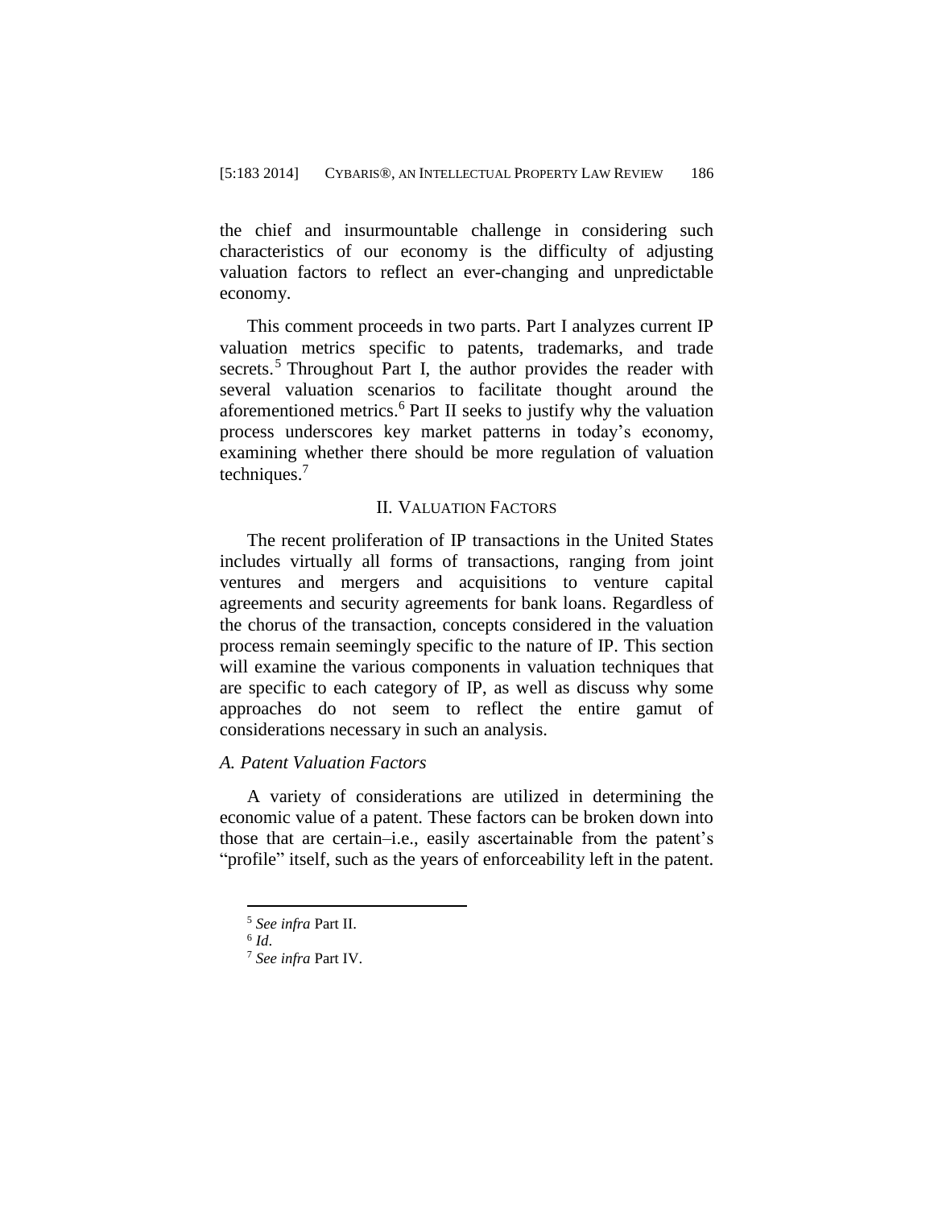the chief and insurmountable challenge in considering such characteristics of our economy is the difficulty of adjusting valuation factors to reflect an ever-changing and unpredictable economy.

This comment proceeds in two parts. Part I analyzes current IP valuation metrics specific to patents, trademarks, and trade secrets.[5] Throughout Part I, the author provides the reader with several valuation scenarios to facilitate thought around the aforementioned metrics.[6] Part II seeks to justify why the valuation process underscores key market patterns in today's economy, examining whether there should be more regulation of valuation techniques.[7]

## II. Valuation Factors

The recent proliferation of IP transactions in the United States includes virtually all forms of transactions, ranging from joint ventures and mergers and acquisitions to venture capital agreements and security agreements for bank loans. Regardless of the chorus of the transaction, concepts considered in the valuation process remain seemingly specific to the nature of IP. This section will examine the various components in valuation techniques that are specific to each category of IP, as well as discuss why some approaches do not seem to reflect the entire gamut of considerations necessary in such an analysis.

### *A. Patent Valuation Factors*

A variety of considerations are utilized in determining the economic value of a patent. These factors can be broken down into those that are certain–i.e., easily ascertainable from the patent's "profile" itself, such as the years of enforceability left in the patent.

---

[5] *See infra* Part II.

[6] *Id.*

[7] *See infra* Part IV.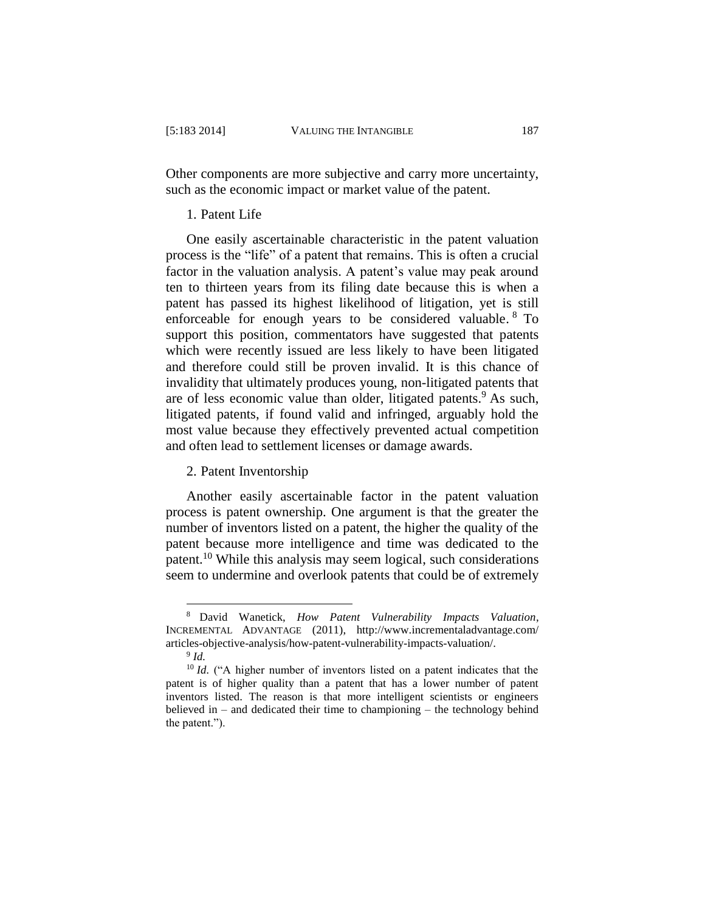Other components are more subjective and carry more uncertainty, such as the economic impact or market value of the patent.

### 1. Patent Life

One easily ascertainable characteristic in the patent valuation process is the "life" of a patent that remains. This is often a crucial factor in the valuation analysis. A patent's value may peak around ten to thirteen years from its filing date because this is when a patent has passed its highest likelihood of litigation, yet is still enforceable for enough years to be considered valuable.[8] To support this position, commentators have suggested that patents which were recently issued are less likely to have been litigated and therefore could still be proven invalid. It is this chance of invalidity that ultimately produces young, non-litigated patents that are of less economic value than older, litigated patents.[9] As such, litigated patents, if found valid and infringed, arguably hold the most value because they effectively prevented actual competition and often lead to settlement licenses or damage awards.

### 2. Patent Inventorship

Another easily ascertainable factor in the patent valuation process is patent ownership. One argument is that the greater the number of inventors listed on a patent, the higher the quality of the patent because more intelligence and time was dedicated to the patent.[10] While this analysis may seem logical, such considerations seem to undermine and overlook patents that could be of extremely

---

[8] David Wanetick, *How Patent Vulnerability Impacts Valuation*, INCREMENTAL ADVANTAGE (2011), http://www.incrementaladvantage.com/articles-objective-analysis/how-patent-vulnerability-impacts-valuation/.

[9] *Id.*

[10] *Id.* ("A higher number of inventors listed on a patent indicates that the patent is of higher quality than a patent that has a lower number of patent inventors listed. The reason is that more intelligent scientists or engineers believed in – and dedicated their time to championing – the technology behind the patent.").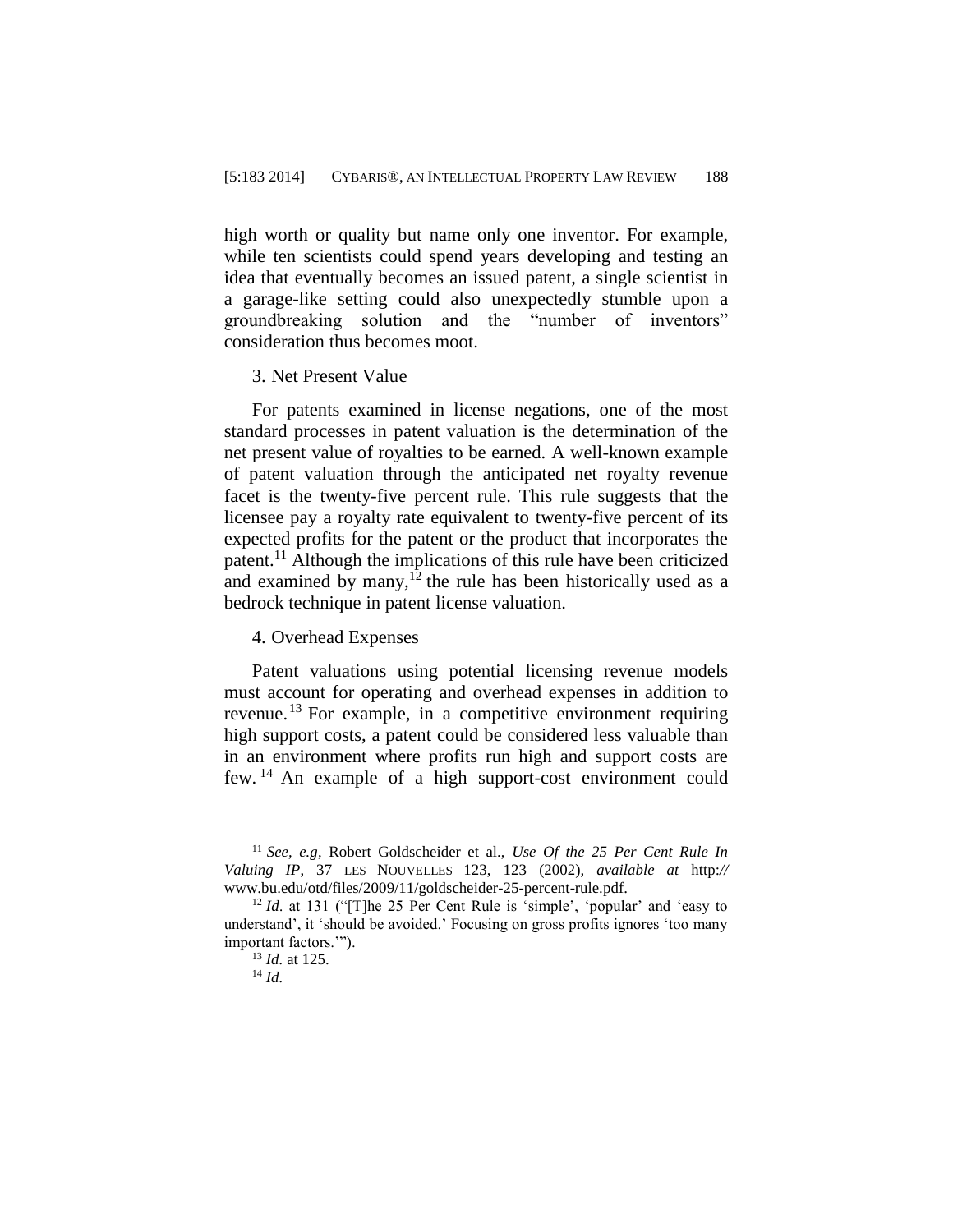high worth or quality but name only one inventor. For example, while ten scientists could spend years developing and testing an idea that eventually becomes an issued patent, a single scientist in a garage-like setting could also unexpectedly stumble upon a groundbreaking solution and the "number of inventors" consideration thus becomes moot.

### 3. Net Present Value

For patents examined in license negations, one of the most standard processes in patent valuation is the determination of the net present value of royalties to be earned. A well-known example of patent valuation through the anticipated net royalty revenue facet is the twenty-five percent rule. This rule suggests that the licensee pay a royalty rate equivalent to twenty-five percent of its expected profits for the patent or the product that incorporates the patent.[11] Although the implications of this rule have been criticized and examined by many,[12] the rule has been historically used as a bedrock technique in patent license valuation.

### 4. Overhead Expenses

Patent valuations using potential licensing revenue models must account for operating and overhead expenses in addition to revenue.[13] For example, in a competitive environment requiring high support costs, a patent could be considered less valuable than in an environment where profits run high and support costs are few.[14] An example of a high support-cost environment could

---

[11] *See, e.g*, Robert Goldscheider et al., *Use Of the 25 Per Cent Rule In Valuing IP*, 37 LES NOUVELLES 123, 123 (2002), *available at* http:// www.bu.edu/otd/files/2009/11/goldscheider-25-percent-rule.pdf.

[12] *Id*. at 131 ("[T]he 25 Per Cent Rule is 'simple', 'popular' and 'easy to understand', it 'should be avoided.' Focusing on gross profits ignores 'too many important factors.'").

[13] *Id.* at 125.

[14] *Id.*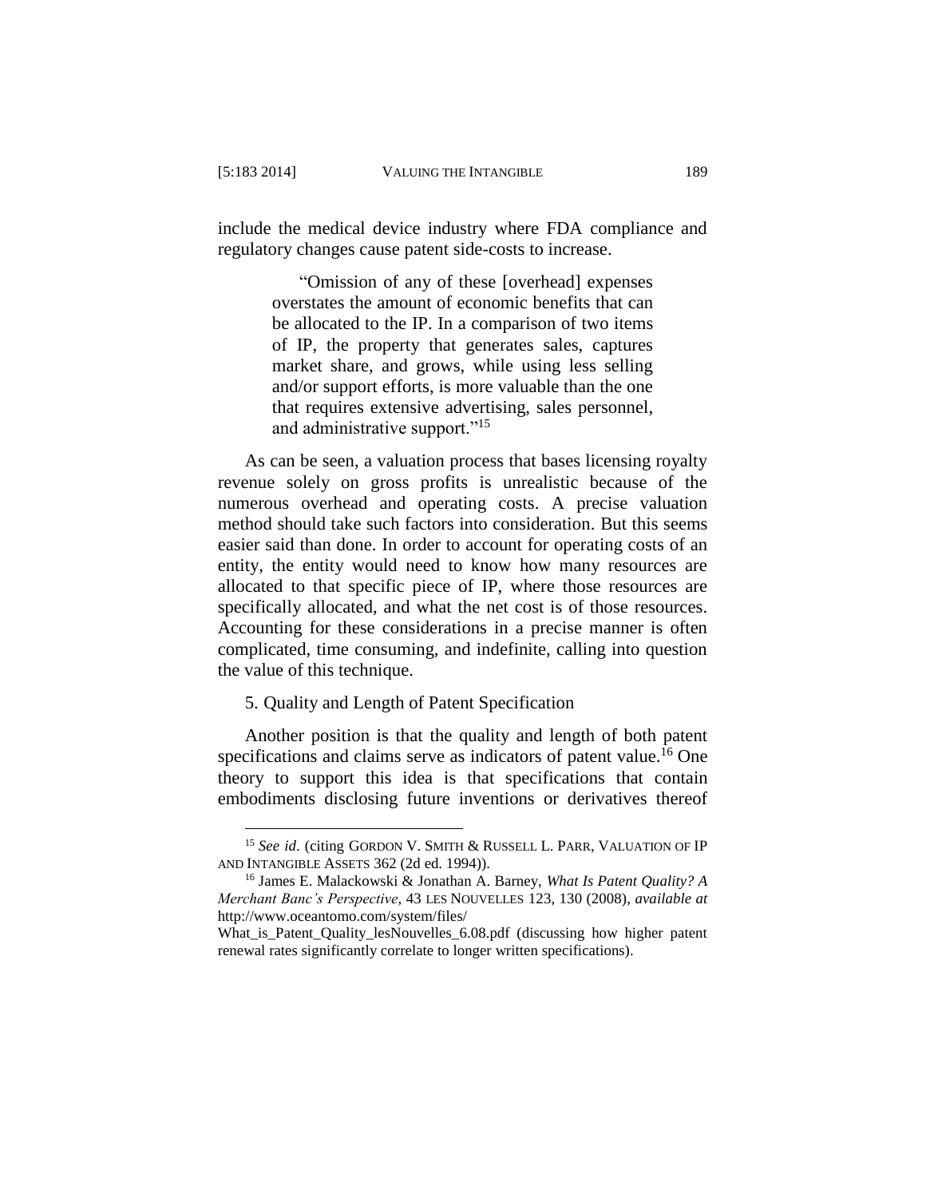include the medical device industry where FDA compliance and regulatory changes cause patent side-costs to increase.

> "Omission of any of these [overhead] expenses overstates the amount of economic benefits that can be allocated to the IP. In a comparison of two items of IP, the property that generates sales, captures market share, and grows, while using less selling and/or support efforts, is more valuable than the one that requires extensive advertising, sales personnel, and administrative support."[15]

As can be seen, a valuation process that bases licensing royalty revenue solely on gross profits is unrealistic because of the numerous overhead and operating costs. A precise valuation method should take such factors into consideration. But this seems easier said than done. In order to account for operating costs of an entity, the entity would need to know how many resources are allocated to that specific piece of IP, where those resources are specifically allocated, and what the net cost is of those resources. Accounting for these considerations in a precise manner is often complicated, time consuming, and indefinite, calling into question the value of this technique.

5. Quality and Length of Patent Specification

Another position is that the quality and length of both patent specifications and claims serve as indicators of patent value.[16] One theory to support this idea is that specifications that contain embodiments disclosing future inventions or derivatives thereof

---

[15] *See id.* (citing GORDON V. SMITH & RUSSELL L. PARR, VALUATION OF IP AND INTANGIBLE ASSETS 362 (2d ed. 1994)).

[16] James E. Malackowski & Jonathan A. Barney, *What Is Patent Quality? A Merchant Banc's Perspective*, 43 LES NOUVELLES 123, 130 (2008), *available at* http://www.oceantomo.com/system/files/What_is_Patent_Quality_lesNouvelles_6.08.pdf (discussing how higher patent renewal rates significantly correlate to longer written specifications).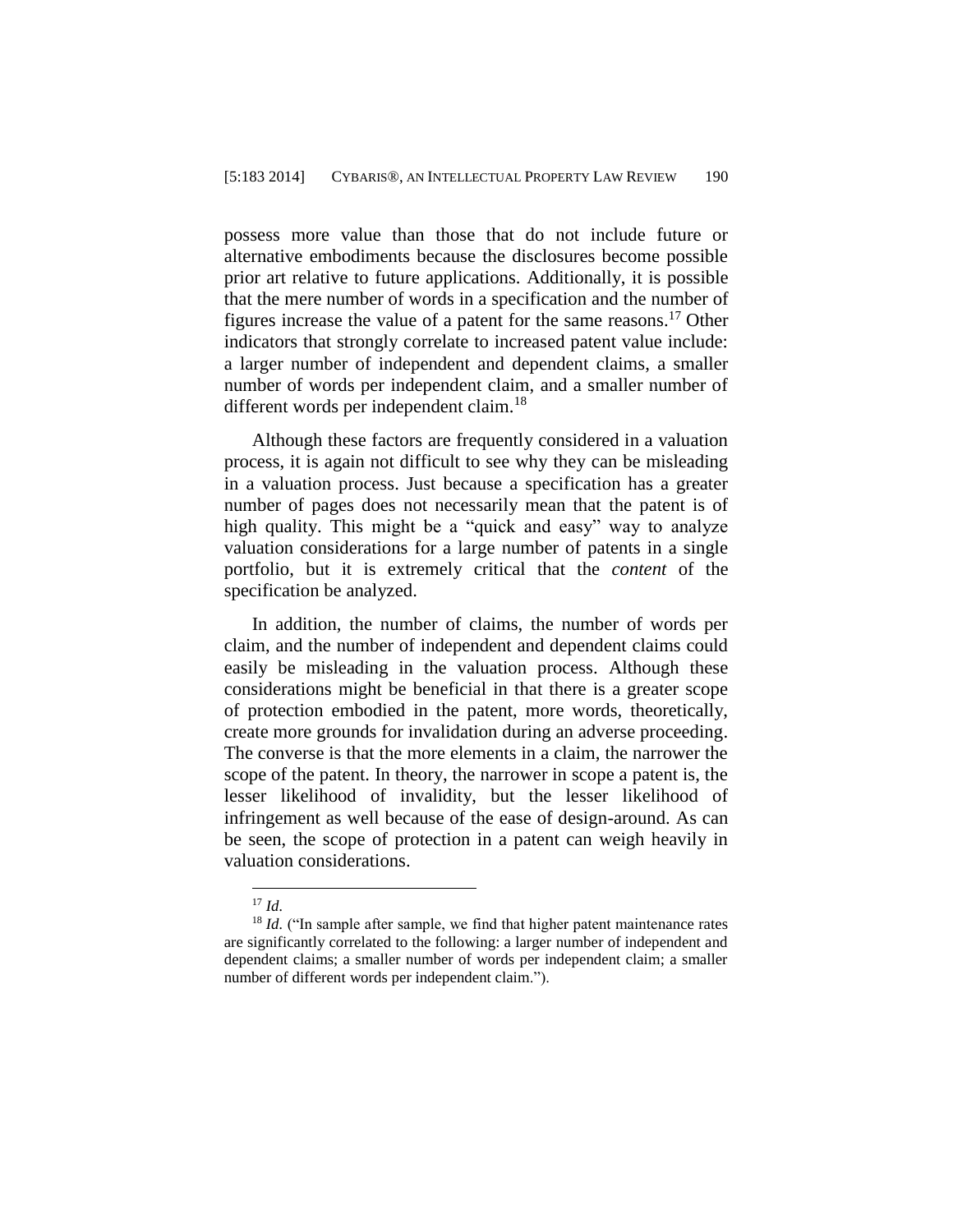possess more value than those that do not include future or alternative embodiments because the disclosures become possible prior art relative to future applications. Additionally, it is possible that the mere number of words in a specification and the number of figures increase the value of a patent for the same reasons.[17] Other indicators that strongly correlate to increased patent value include: a larger number of independent and dependent claims, a smaller number of words per independent claim, and a smaller number of different words per independent claim.[18]

Although these factors are frequently considered in a valuation process, it is again not difficult to see why they can be misleading in a valuation process. Just because a specification has a greater number of pages does not necessarily mean that the patent is of high quality. This might be a "quick and easy" way to analyze valuation considerations for a large number of patents in a single portfolio, but it is extremely critical that the *content* of the specification be analyzed.

In addition, the number of claims, the number of words per claim, and the number of independent and dependent claims could easily be misleading in the valuation process. Although these considerations might be beneficial in that there is a greater scope of protection embodied in the patent, more words, theoretically, create more grounds for invalidation during an adverse proceeding. The converse is that the more elements in a claim, the narrower the scope of the patent. In theory, the narrower in scope a patent is, the lesser likelihood of invalidity, but the lesser likelihood of infringement as well because of the ease of design-around. As can be seen, the scope of protection in a patent can weigh heavily in valuation considerations.

---

[17] *Id.*

[18] *Id.* ("In sample after sample, we find that higher patent maintenance rates are significantly correlated to the following: a larger number of independent and dependent claims; a smaller number of words per independent claim; a smaller number of different words per independent claim.").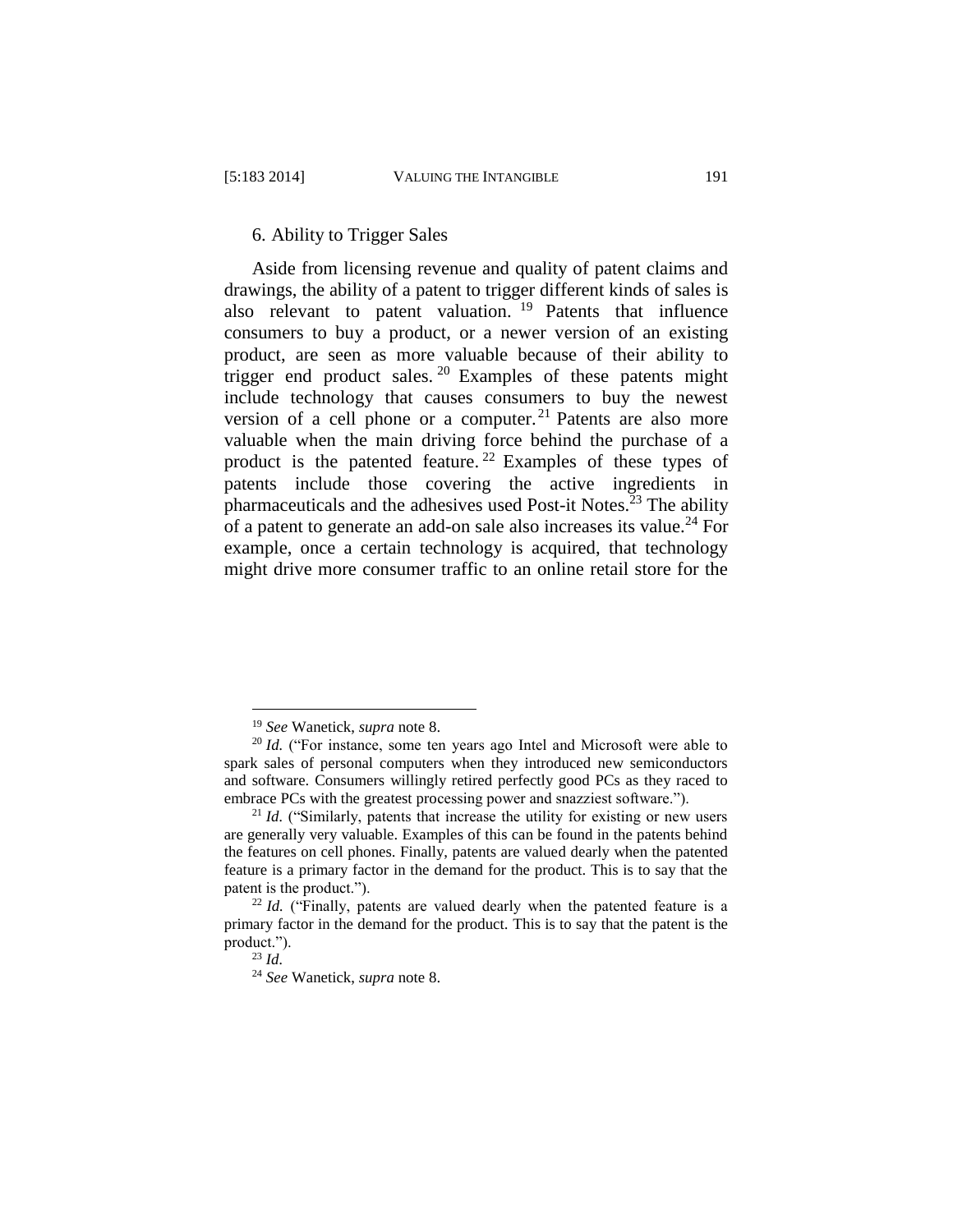### 6. Ability to Trigger Sales

Aside from licensing revenue and quality of patent claims and drawings, the ability of a patent to trigger different kinds of sales is also relevant to patent valuation.[19] Patents that influence consumers to buy a product, or a newer version of an existing product, are seen as more valuable because of their ability to trigger end product sales.[20] Examples of these patents might include technology that causes consumers to buy the newest version of a cell phone or a computer.[21] Patents are also more valuable when the main driving force behind the purchase of a product is the patented feature.[22] Examples of these types of patents include those covering the active ingredients in pharmaceuticals and the adhesives used Post-it Notes.[23] The ability of a patent to generate an add-on sale also increases its value.[24] For example, once a certain technology is acquired, that technology might drive more consumer traffic to an online retail store for the

---

[19] *See* Wanetick, *supra* note 8.

[20] *Id.* ("For instance, some ten years ago Intel and Microsoft were able to spark sales of personal computers when they introduced new semiconductors and software. Consumers willingly retired perfectly good PCs as they raced to embrace PCs with the greatest processing power and snazziest software.").

[21] *Id.* ("Similarly, patents that increase the utility for existing or new users are generally very valuable. Examples of this can be found in the patents behind the features on cell phones. Finally, patents are valued dearly when the patented feature is a primary factor in the demand for the product. This is to say that the patent is the product.").

[22] *Id.* ("Finally, patents are valued dearly when the patented feature is a primary factor in the demand for the product. This is to say that the patent is the product.").

[23] *Id.*

[24] *See* Wanetick, *supra* note 8.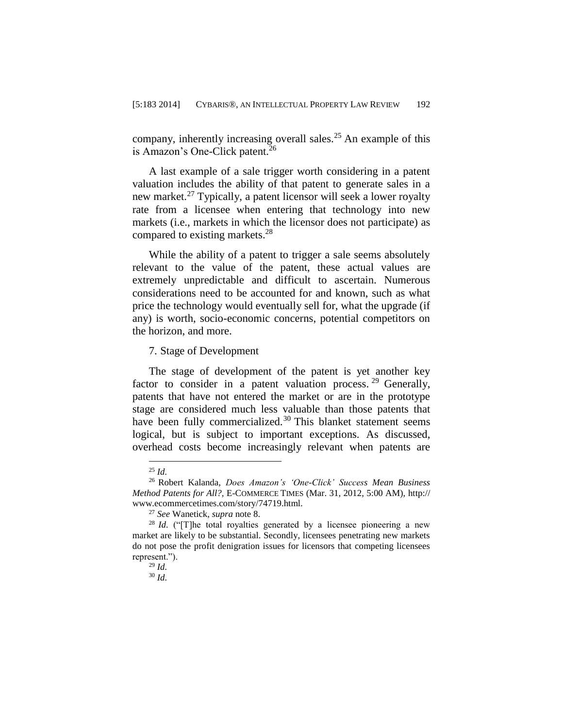company, inherently increasing overall sales.[25] An example of this is Amazon's One-Click patent.[26]

A last example of a sale trigger worth considering in a patent valuation includes the ability of that patent to generate sales in a new market.[27] Typically, a patent licensor will seek a lower royalty rate from a licensee when entering that technology into new markets (i.e., markets in which the licensor does not participate) as compared to existing markets.[28]

While the ability of a patent to trigger a sale seems absolutely relevant to the value of the patent, these actual values are extremely unpredictable and difficult to ascertain. Numerous considerations need to be accounted for and known, such as what price the technology would eventually sell for, what the upgrade (if any) is worth, socio-economic concerns, potential competitors on the horizon, and more.

### 7. Stage of Development

The stage of development of the patent is yet another key factor to consider in a patent valuation process.[29] Generally, patents that have not entered the market or are in the prototype stage are considered much less valuable than those patents that have been fully commercialized.[30] This blanket statement seems logical, but is subject to important exceptions. As discussed, overhead costs become increasingly relevant when patents are

---

[25] *Id.*

[26] Robert Kalanda, *Does Amazon's 'One-Click' Success Mean Business Method Patents for All?*, E-COMMERCE TIMES (Mar. 31, 2012, 5:00 AM), http://www.ecommercetimes.com/story/74719.html.

[27] *See* Wanetick, *supra* note 8.

[28] *Id.* ("[T]he total royalties generated by a licensee pioneering a new market are likely to be substantial. Secondly, licensees penetrating new markets do not pose the profit denigration issues for licensors that competing licensees represent.").

[29] *Id.*

[30] *Id.*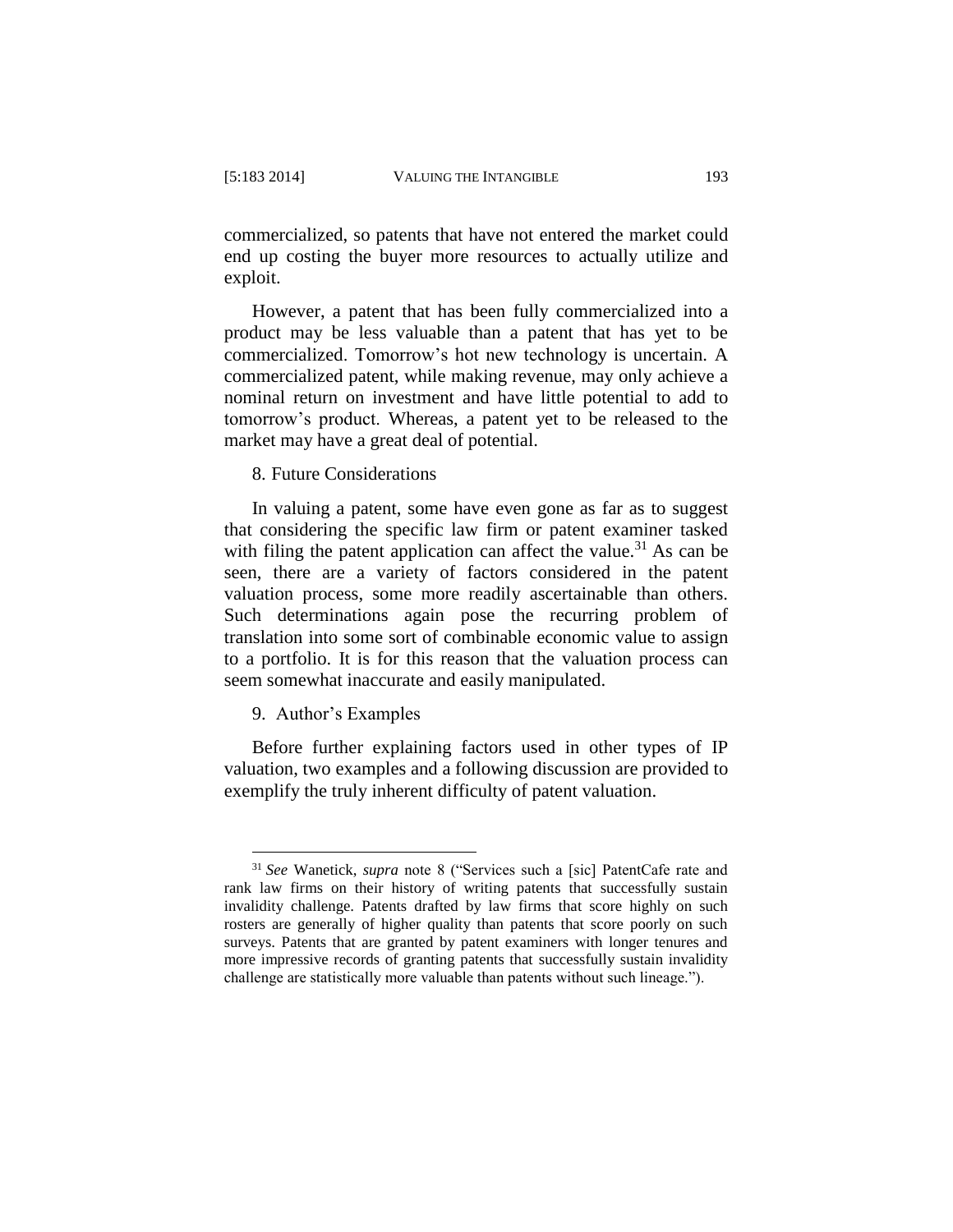commercialized, so patents that have not entered the market could end up costing the buyer more resources to actually utilize and exploit.

However, a patent that has been fully commercialized into a product may be less valuable than a patent that has yet to be commercialized. Tomorrow's hot new technology is uncertain. A commercialized patent, while making revenue, may only achieve a nominal return on investment and have little potential to add to tomorrow's product. Whereas, a patent yet to be released to the market may have a great deal of potential.

8. Future Considerations

In valuing a patent, some have even gone as far as to suggest that considering the specific law firm or patent examiner tasked with filing the patent application can affect the value.[31] As can be seen, there are a variety of factors considered in the patent valuation process, some more readily ascertainable than others. Such determinations again pose the recurring problem of translation into some sort of combinable economic value to assign to a portfolio. It is for this reason that the valuation process can seem somewhat inaccurate and easily manipulated.

9. Author's Examples

Before further explaining factors used in other types of IP valuation, two examples and a following discussion are provided to exemplify the truly inherent difficulty of patent valuation.

---

[31] *See* Wanetick, *supra* note 8 ("Services such a [sic] PatentCafe rate and rank law firms on their history of writing patents that successfully sustain invalidity challenge. Patents drafted by law firms that score highly on such rosters are generally of higher quality than patents that score poorly on such surveys. Patents that are granted by patent examiners with longer tenures and more impressive records of granting patents that successfully sustain invalidity challenge are statistically more valuable than patents without such lineage.").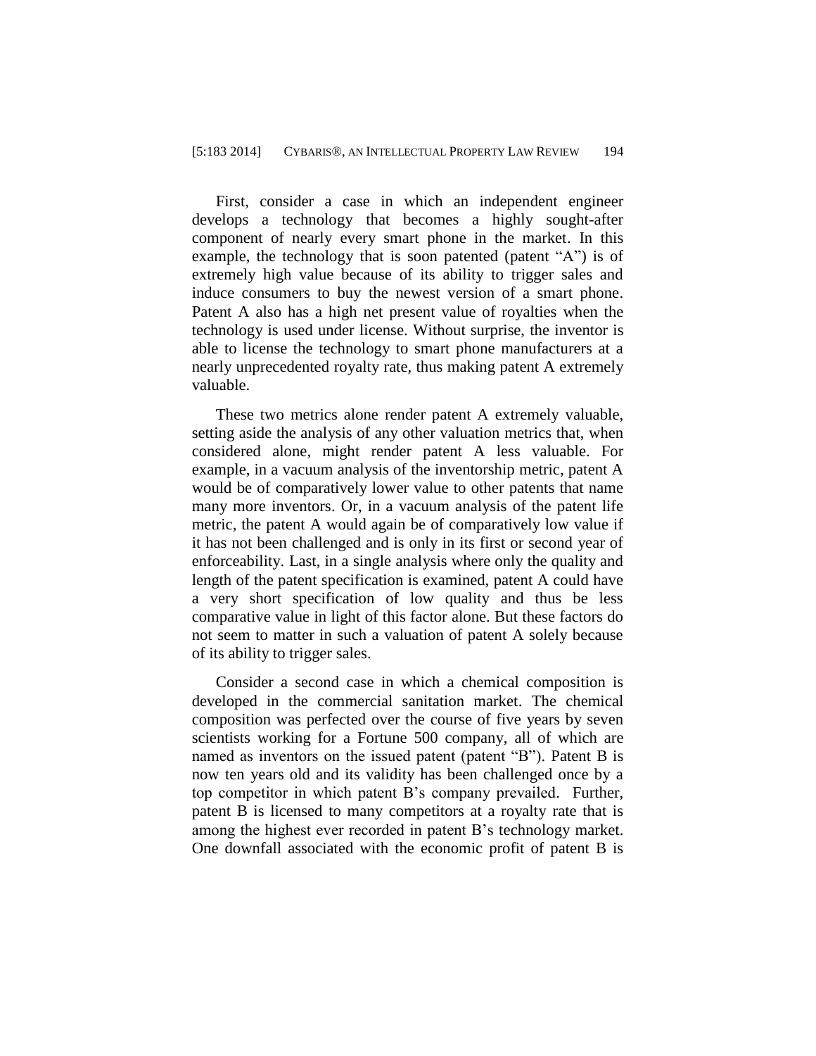First, consider a case in which an independent engineer develops a technology that becomes a highly sought-after component of nearly every smart phone in the market. In this example, the technology that is soon patented (patent "A") is of extremely high value because of its ability to trigger sales and induce consumers to buy the newest version of a smart phone. Patent A also has a high net present value of royalties when the technology is used under license. Without surprise, the inventor is able to license the technology to smart phone manufacturers at a nearly unprecedented royalty rate, thus making patent A extremely valuable.

These two metrics alone render patent A extremely valuable, setting aside the analysis of any other valuation metrics that, when considered alone, might render patent A less valuable. For example, in a vacuum analysis of the inventorship metric, patent A would be of comparatively lower value to other patents that name many more inventors. Or, in a vacuum analysis of the patent life metric, the patent A would again be of comparatively low value if it has not been challenged and is only in its first or second year of enforceability. Last, in a single analysis where only the quality and length of the patent specification is examined, patent A could have a very short specification of low quality and thus be less comparative value in light of this factor alone. But these factors do not seem to matter in such a valuation of patent A solely because of its ability to trigger sales.

Consider a second case in which a chemical composition is developed in the commercial sanitation market. The chemical composition was perfected over the course of five years by seven scientists working for a Fortune 500 company, all of which are named as inventors on the issued patent (patent "B"). Patent B is now ten years old and its validity has been challenged once by a top competitor in which patent B's company prevailed. Further, patent B is licensed to many competitors at a royalty rate that is among the highest ever recorded in patent B's technology market. One downfall associated with the economic profit of patent B is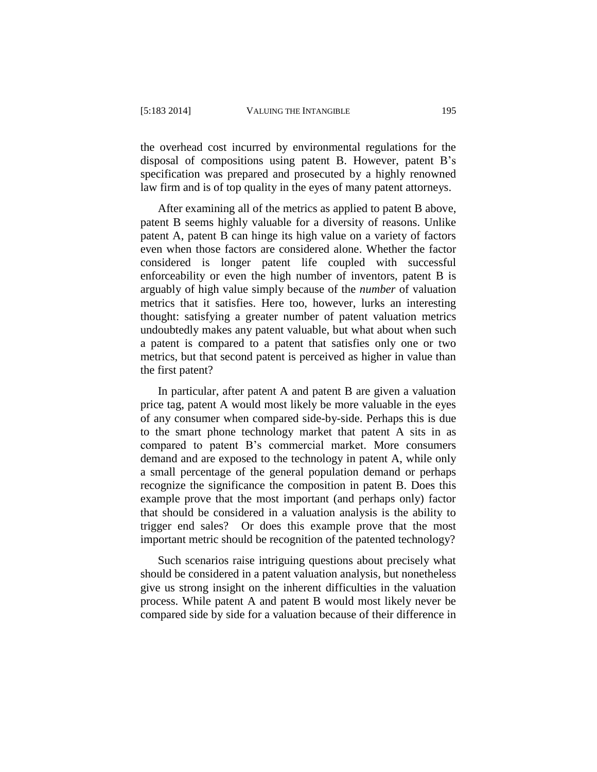the overhead cost incurred by environmental regulations for the disposal of compositions using patent B. However, patent B's specification was prepared and prosecuted by a highly renowned law firm and is of top quality in the eyes of many patent attorneys.

After examining all of the metrics as applied to patent B above, patent B seems highly valuable for a diversity of reasons. Unlike patent A, patent B can hinge its high value on a variety of factors even when those factors are considered alone. Whether the factor considered is longer patent life coupled with successful enforceability or even the high number of inventors, patent B is arguably of high value simply because of the *number* of valuation metrics that it satisfies. Here too, however, lurks an interesting thought: satisfying a greater number of patent valuation metrics undoubtedly makes any patent valuable, but what about when such a patent is compared to a patent that satisfies only one or two metrics, but that second patent is perceived as higher in value than the first patent?

In particular, after patent A and patent B are given a valuation price tag, patent A would most likely be more valuable in the eyes of any consumer when compared side-by-side. Perhaps this is due to the smart phone technology market that patent A sits in as compared to patent B's commercial market. More consumers demand and are exposed to the technology in patent A, while only a small percentage of the general population demand or perhaps recognize the significance the composition in patent B. Does this example prove that the most important (and perhaps only) factor that should be considered in a valuation analysis is the ability to trigger end sales? Or does this example prove that the most important metric should be recognition of the patented technology?

Such scenarios raise intriguing questions about precisely what should be considered in a patent valuation analysis, but nonetheless give us strong insight on the inherent difficulties in the valuation process. While patent A and patent B would most likely never be compared side by side for a valuation because of their difference in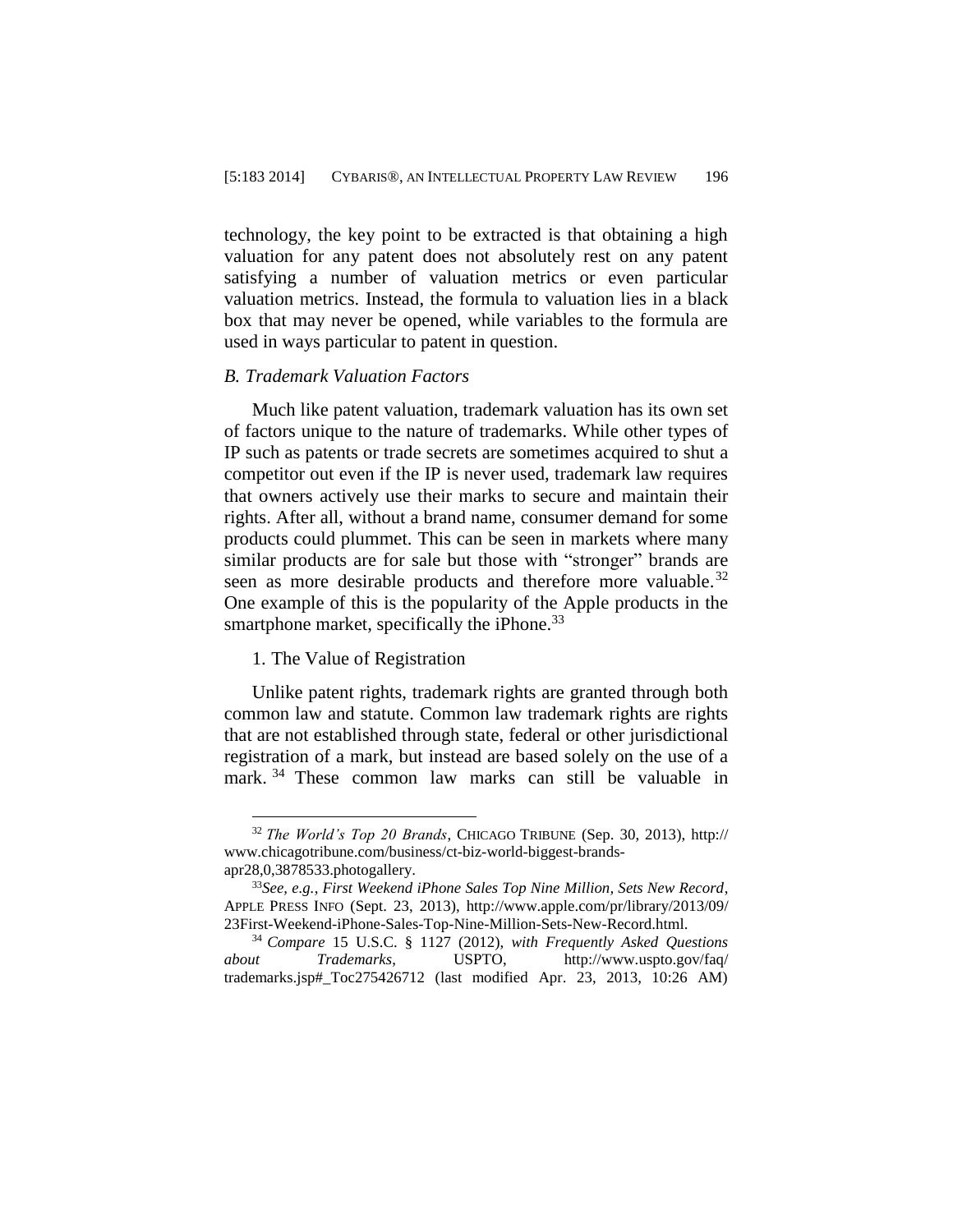technology, the key point to be extracted is that obtaining a high valuation for any patent does not absolutely rest on any patent satisfying a number of valuation metrics or even particular valuation metrics. Instead, the formula to valuation lies in a black box that may never be opened, while variables to the formula are used in ways particular to patent in question.

### *B. Trademark Valuation Factors*

Much like patent valuation, trademark valuation has its own set of factors unique to the nature of trademarks. While other types of IP such as patents or trade secrets are sometimes acquired to shut a competitor out even if the IP is never used, trademark law requires that owners actively use their marks to secure and maintain their rights. After all, without a brand name, consumer demand for some products could plummet. This can be seen in markets where many similar products are for sale but those with "stronger" brands are seen as more desirable products and therefore more valuable.[32] One example of this is the popularity of the Apple products in the smartphone market, specifically the iPhone.[33]

#### 1. The Value of Registration

Unlike patent rights, trademark rights are granted through both common law and statute. Common law trademark rights are rights that are not established through state, federal or other jurisdictional registration of a mark, but instead are based solely on the use of a mark.[34] These common law marks can still be valuable in

---

[32] *The World's Top 20 Brands*, CHICAGO TRIBUNE (Sep. 30, 2013), http://www.chicagotribune.com/business/ct-biz-world-biggest-brands-apr28,0,3878533.photogallery.

[33] *See, e.g.*, *First Weekend iPhone Sales Top Nine Million, Sets New Record*, APPLE PRESS INFO (Sept. 23, 2013), http://www.apple.com/pr/library/2013/09/23First-Weekend-iPhone-Sales-Top-Nine-Million-Sets-New-Record.html.

[34] *Compare* 15 U.S.C. § 1127 (2012), *with Frequently Asked Questions about Trademarks*, USPTO, http://www.uspto.gov/faq/trademarks.jsp#_Toc275426712 (last modified Apr. 23, 2013, 10:26 AM)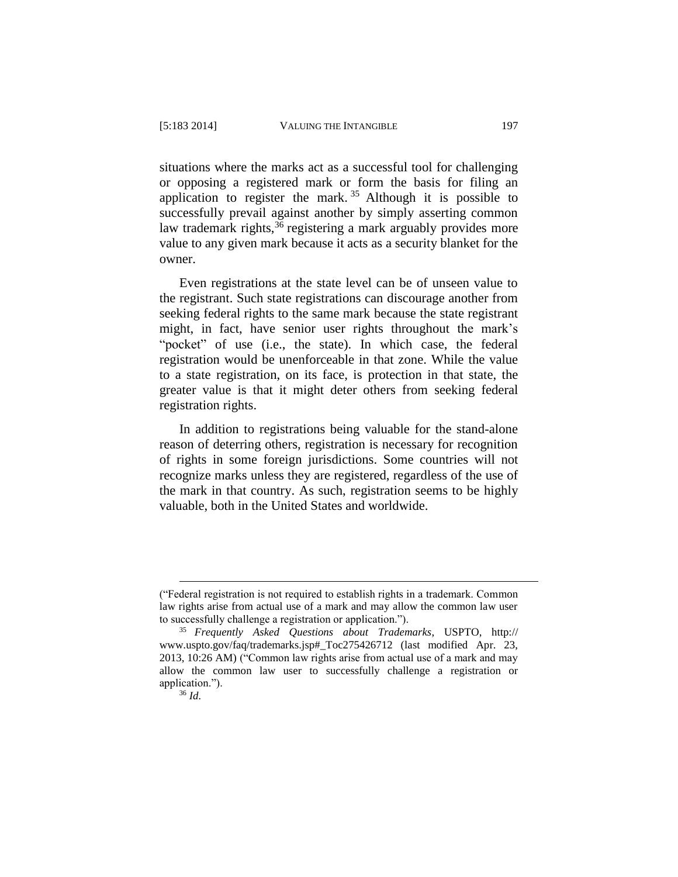situations where the marks act as a successful tool for challenging or opposing a registered mark or form the basis for filing an application to register the mark.[35] Although it is possible to successfully prevail against another by simply asserting common law trademark rights,[36] registering a mark arguably provides more value to any given mark because it acts as a security blanket for the owner.

Even registrations at the state level can be of unseen value to the registrant. Such state registrations can discourage another from seeking federal rights to the same mark because the state registrant might, in fact, have senior user rights throughout the mark's "pocket" of use (i.e., the state). In which case, the federal registration would be unenforceable in that zone. While the value to a state registration, on its face, is protection in that state, the greater value is that it might deter others from seeking federal registration rights.

In addition to registrations being valuable for the stand-alone reason of deterring others, registration is necessary for recognition of rights in some foreign jurisdictions. Some countries will not recognize marks unless they are registered, regardless of the use of the mark in that country. As such, registration seems to be highly valuable, both in the United States and worldwide.

---

("Federal registration is not required to establish rights in a trademark. Common law rights arise from actual use of a mark and may allow the common law user to successfully challenge a registration or application.").

[35] *Frequently Asked Questions about Trademarks*, USPTO, http://www.uspto.gov/faq/trademarks.jsp#_Toc275426712 (last modified Apr. 23, 2013, 10:26 AM) ("Common law rights arise from actual use of a mark and may allow the common law user to successfully challenge a registration or application.").

[36] *Id.*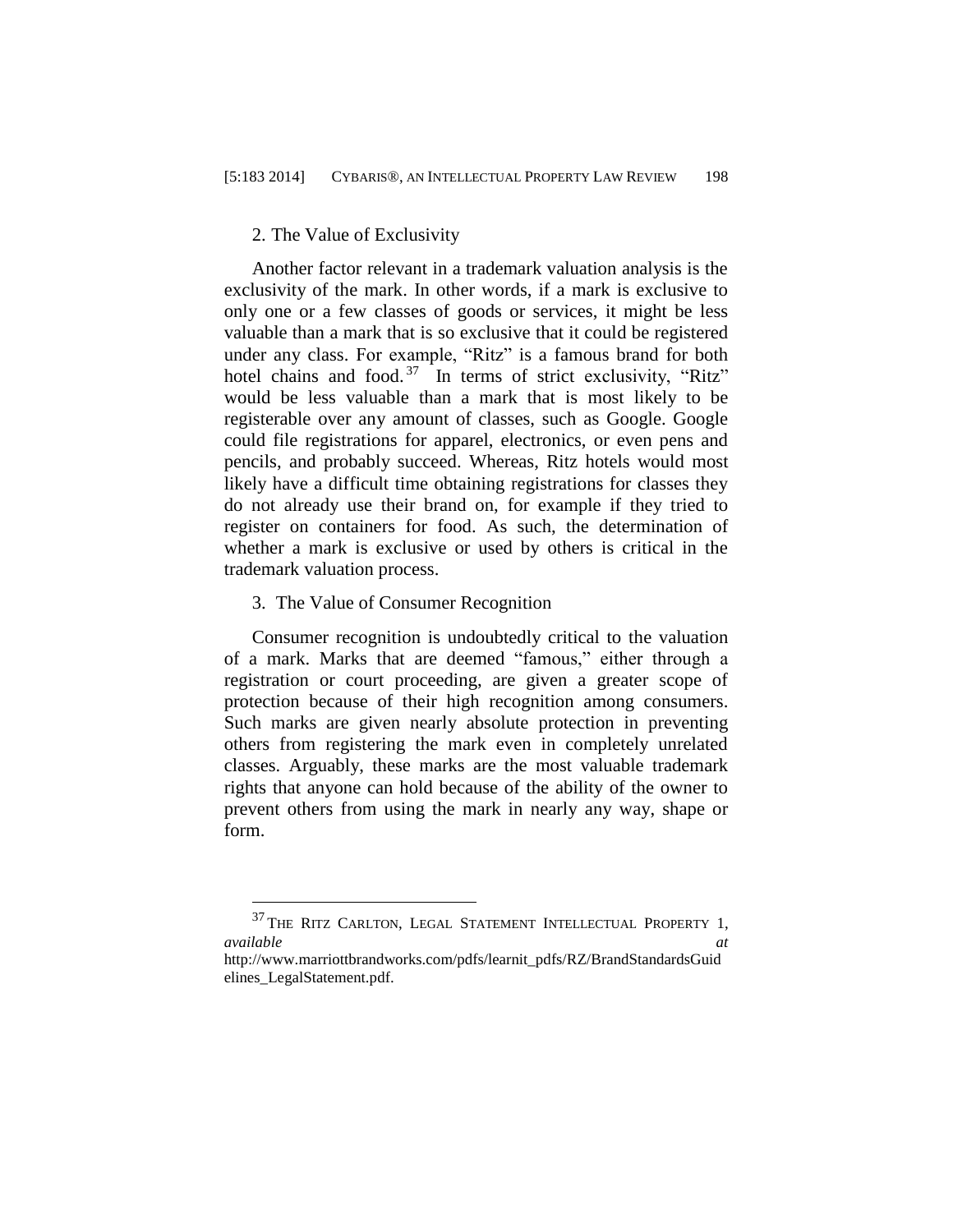### 2. The Value of Exclusivity

Another factor relevant in a trademark valuation analysis is the exclusivity of the mark. In other words, if a mark is exclusive to only one or a few classes of goods or services, it might be less valuable than a mark that is so exclusive that it could be registered under any class. For example, "Ritz" is a famous brand for both hotel chains and food.[37] In terms of strict exclusivity, "Ritz" would be less valuable than a mark that is most likely to be registerable over any amount of classes, such as Google. Google could file registrations for apparel, electronics, or even pens and pencils, and probably succeed. Whereas, Ritz hotels would most likely have a difficult time obtaining registrations for classes they do not already use their brand on, for example if they tried to register on containers for food. As such, the determination of whether a mark is exclusive or used by others is critical in the trademark valuation process.

### 3. The Value of Consumer Recognition

Consumer recognition is undoubtedly critical to the valuation of a mark. Marks that are deemed "famous," either through a registration or court proceeding, are given a greater scope of protection because of their high recognition among consumers. Such marks are given nearly absolute protection in preventing others from registering the mark even in completely unrelated classes. Arguably, these marks are the most valuable trademark rights that anyone can hold because of the ability of the owner to prevent others from using the mark in nearly any way, shape or form.

---

[37] THE RITZ CARLTON, LEGAL STATEMENT INTELLECTUAL PROPERTY 1, *available at* http://www.marriottbrandworks.com/pdfs/learnit_pdfs/RZ/BrandStandardsGuidelines_LegalStatement.pdf.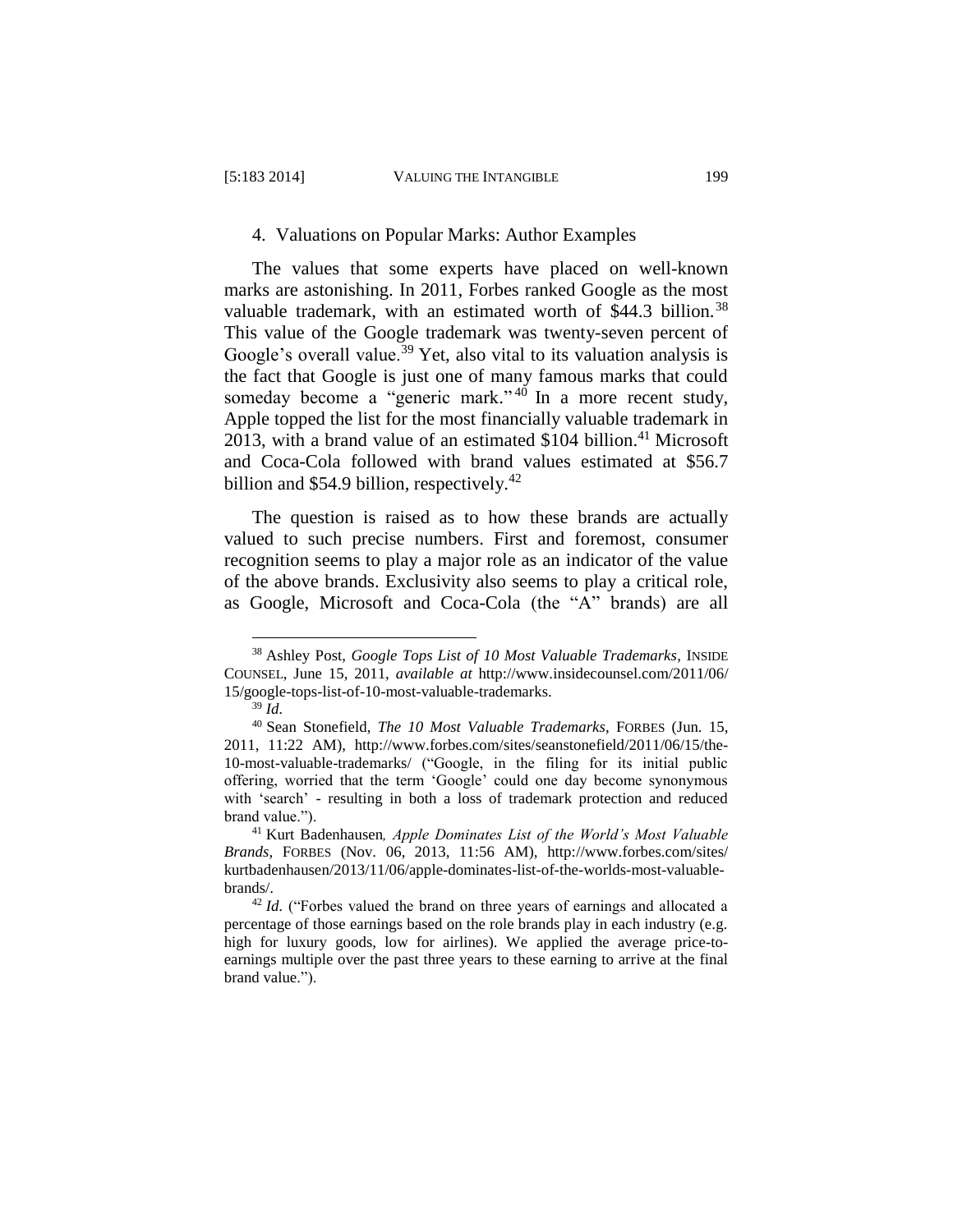### 4. Valuations on Popular Marks: Author Examples

The values that some experts have placed on well-known marks are astonishing. In 2011, Forbes ranked Google as the most valuable trademark, with an estimated worth of $44.3 billion.[38] This value of the Google trademark was twenty-seven percent of Google's overall value.[39] Yet, also vital to its valuation analysis is the fact that Google is just one of many famous marks that could someday become a "generic mark."[40] In a more recent study, Apple topped the list for the most financially valuable trademark in 2013, with a brand value of an estimated $104 billion.[41] Microsoft and Coca-Cola followed with brand values estimated at $56.7 billion and $54.9 billion, respectively.[42]

The question is raised as to how these brands are actually valued to such precise numbers. First and foremost, consumer recognition seems to play a major role as an indicator of the value of the above brands. Exclusivity also seems to play a critical role, as Google, Microsoft and Coca-Cola (the "A" brands) are all

---

[38] Ashley Post, *Google Tops List of 10 Most Valuable Trademarks*, INSIDE COUNSEL, June 15, 2011, *available at* http://www.insidecounsel.com/2011/06/15/google-tops-list-of-10-most-valuable-trademarks.

[39] *Id.*

[40] Sean Stonefield, *The 10 Most Valuable Trademarks*, FORBES (Jun. 15, 2011, 11:22 AM), http://www.forbes.com/sites/seanstonefield/2011/06/15/the-10-most-valuable-trademarks/ ("Google, in the filing for its initial public offering, worried that the term 'Google' could one day become synonymous with 'search' - resulting in both a loss of trademark protection and reduced brand value.").

[41] Kurt Badenhausen, *Apple Dominates List of the World's Most Valuable Brands*, FORBES (Nov. 06, 2013, 11:56 AM), http://www.forbes.com/sites/kurtbadenhausen/2013/11/06/apple-dominates-list-of-the-worlds-most-valuable-brands/.

[42] *Id.* ("Forbes valued the brand on three years of earnings and allocated a percentage of those earnings based on the role brands play in each industry (e.g. high for luxury goods, low for airlines). We applied the average price-to-earnings multiple over the past three years to these earning to arrive at the final brand value.").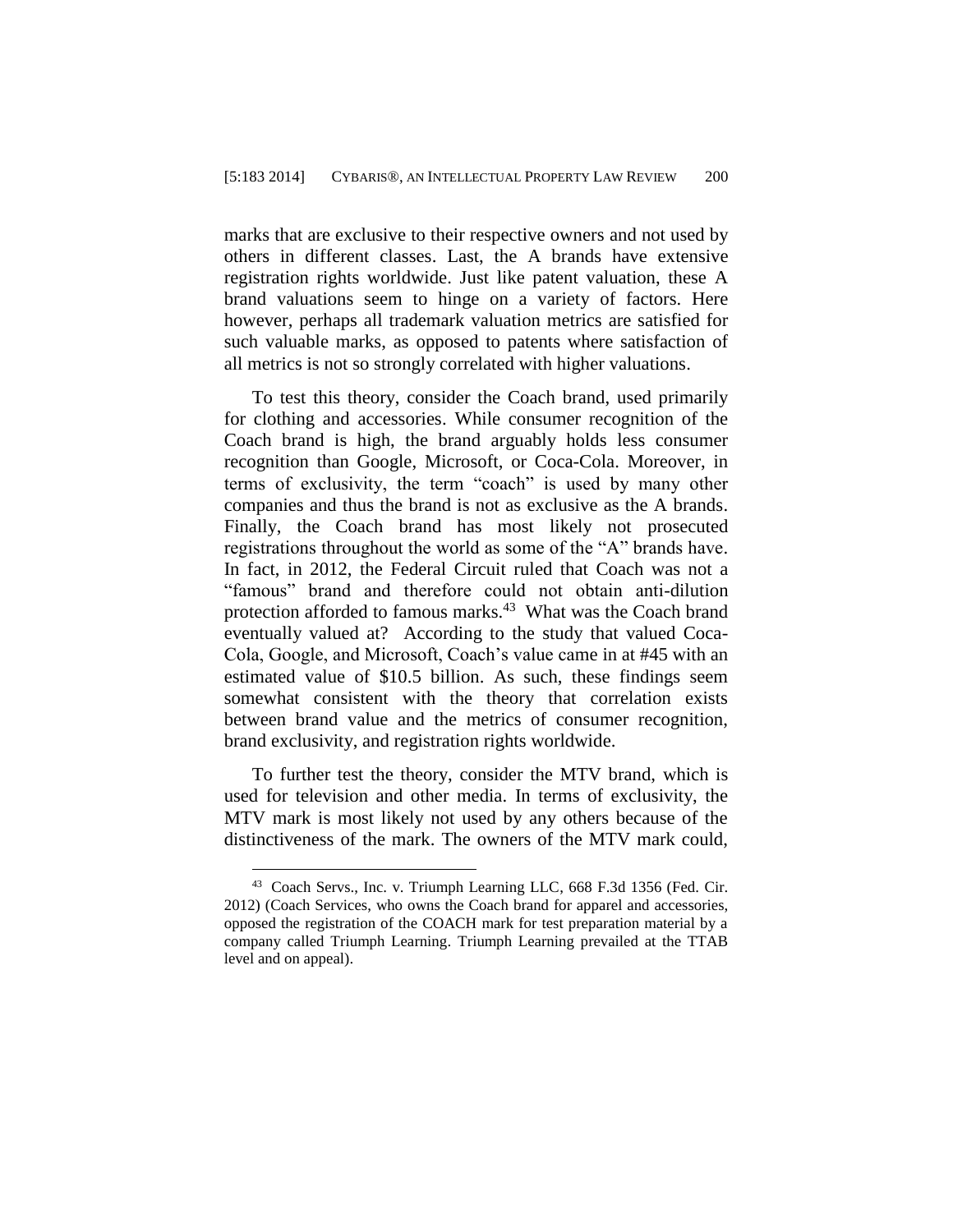marks that are exclusive to their respective owners and not used by others in different classes. Last, the A brands have extensive registration rights worldwide. Just like patent valuation, these A brand valuations seem to hinge on a variety of factors. Here however, perhaps all trademark valuation metrics are satisfied for such valuable marks, as opposed to patents where satisfaction of all metrics is not so strongly correlated with higher valuations.

To test this theory, consider the Coach brand, used primarily for clothing and accessories. While consumer recognition of the Coach brand is high, the brand arguably holds less consumer recognition than Google, Microsoft, or Coca-Cola. Moreover, in terms of exclusivity, the term "coach" is used by many other companies and thus the brand is not as exclusive as the A brands. Finally, the Coach brand has most likely not prosecuted registrations throughout the world as some of the "A" brands have. In fact, in 2012, the Federal Circuit ruled that Coach was not a "famous" brand and therefore could not obtain anti-dilution protection afforded to famous marks.[43] What was the Coach brand eventually valued at? According to the study that valued Coca-Cola, Google, and Microsoft, Coach's value came in at #45 with an estimated value of $10.5 billion. As such, these findings seem somewhat consistent with the theory that correlation exists between brand value and the metrics of consumer recognition, brand exclusivity, and registration rights worldwide.

To further test the theory, consider the MTV brand, which is used for television and other media. In terms of exclusivity, the MTV mark is most likely not used by any others because of the distinctiveness of the mark. The owners of the MTV mark could,

---

[43] Coach Servs., Inc. v. Triumph Learning LLC, 668 F.3d 1356 (Fed. Cir. 2012) (Coach Services, who owns the Coach brand for apparel and accessories, opposed the registration of the COACH mark for test preparation material by a company called Triumph Learning. Triumph Learning prevailed at the TTAB level and on appeal).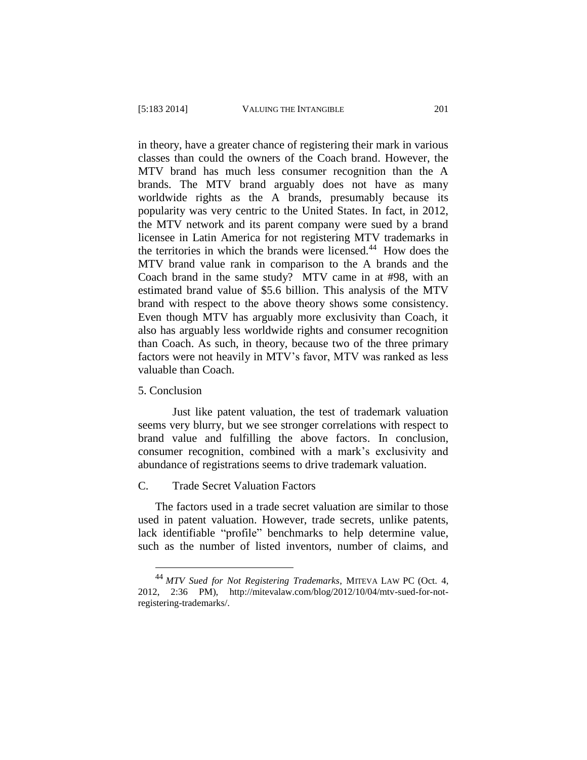in theory, have a greater chance of registering their mark in various classes than could the owners of the Coach brand. However, the MTV brand has much less consumer recognition than the A brands. The MTV brand arguably does not have as many worldwide rights as the A brands, presumably because its popularity was very centric to the United States. In fact, in 2012, the MTV network and its parent company were sued by a brand licensee in Latin America for not registering MTV trademarks in the territories in which the brands were licensed.[44] How does the MTV brand value rank in comparison to the A brands and the Coach brand in the same study? MTV came in at #98, with an estimated brand value of $5.6 billion. This analysis of the MTV brand with respect to the above theory shows some consistency. Even though MTV has arguably more exclusivity than Coach, it also has arguably less worldwide rights and consumer recognition than Coach. As such, in theory, because two of the three primary factors were not heavily in MTV's favor, MTV was ranked as less valuable than Coach.

5. Conclusion

Just like patent valuation, the test of trademark valuation seems very blurry, but we see stronger correlations with respect to brand value and fulfilling the above factors. In conclusion, consumer recognition, combined with a mark's exclusivity and abundance of registrations seems to drive trademark valuation.

### C. Trade Secret Valuation Factors

The factors used in a trade secret valuation are similar to those used in patent valuation. However, trade secrets, unlike patents, lack identifiable "profile" benchmarks to help determine value, such as the number of listed inventors, number of claims, and

---

[44] *MTV Sued for Not Registering Trademarks*, MITEVA LAW PC (Oct. 4, 2012, 2:36 PM), http://mitevalaw.com/blog/2012/10/04/mtv-sued-for-not-registering-trademarks/.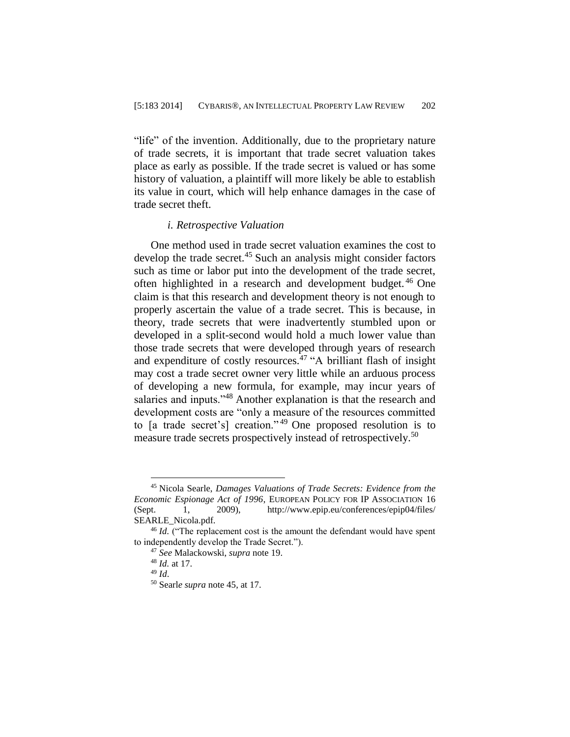"life" of the invention. Additionally, due to the proprietary nature of trade secrets, it is important that trade secret valuation takes place as early as possible. If the trade secret is valued or has some history of valuation, a plaintiff will more likely be able to establish its value in court, which will help enhance damages in the case of trade secret theft.

#### *i. Retrospective Valuation*

One method used in trade secret valuation examines the cost to develop the trade secret.[45] Such an analysis might consider factors such as time or labor put into the development of the trade secret, often highlighted in a research and development budget.[46] One claim is that this research and development theory is not enough to properly ascertain the value of a trade secret. This is because, in theory, trade secrets that were inadvertently stumbled upon or developed in a split-second would hold a much lower value than those trade secrets that were developed through years of research and expenditure of costly resources.[47] "A brilliant flash of insight may cost a trade secret owner very little while an arduous process of developing a new formula, for example, may incur years of salaries and inputs."[48] Another explanation is that the research and development costs are "only a measure of the resources committed to [a trade secret's] creation."[49] One proposed resolution is to measure trade secrets prospectively instead of retrospectively.[50]

---

[45] Nicola Searle, *Damages Valuations of Trade Secrets: Evidence from the Economic Espionage Act of 1996*, EUROPEAN POLICY FOR IP ASSOCIATION 16 (Sept. 1, 2009), http://www.epip.eu/conferences/epip04/files/SEARLE_Nicola.pdf.

[46] *Id.* ("The replacement cost is the amount the defendant would have spent to independently develop the Trade Secret.").

[47] *See* Malackowski, *supra* note 19.

[48] *Id.* at 17.

[49] *Id*.

[50] Searle *supra* note 45, at 17.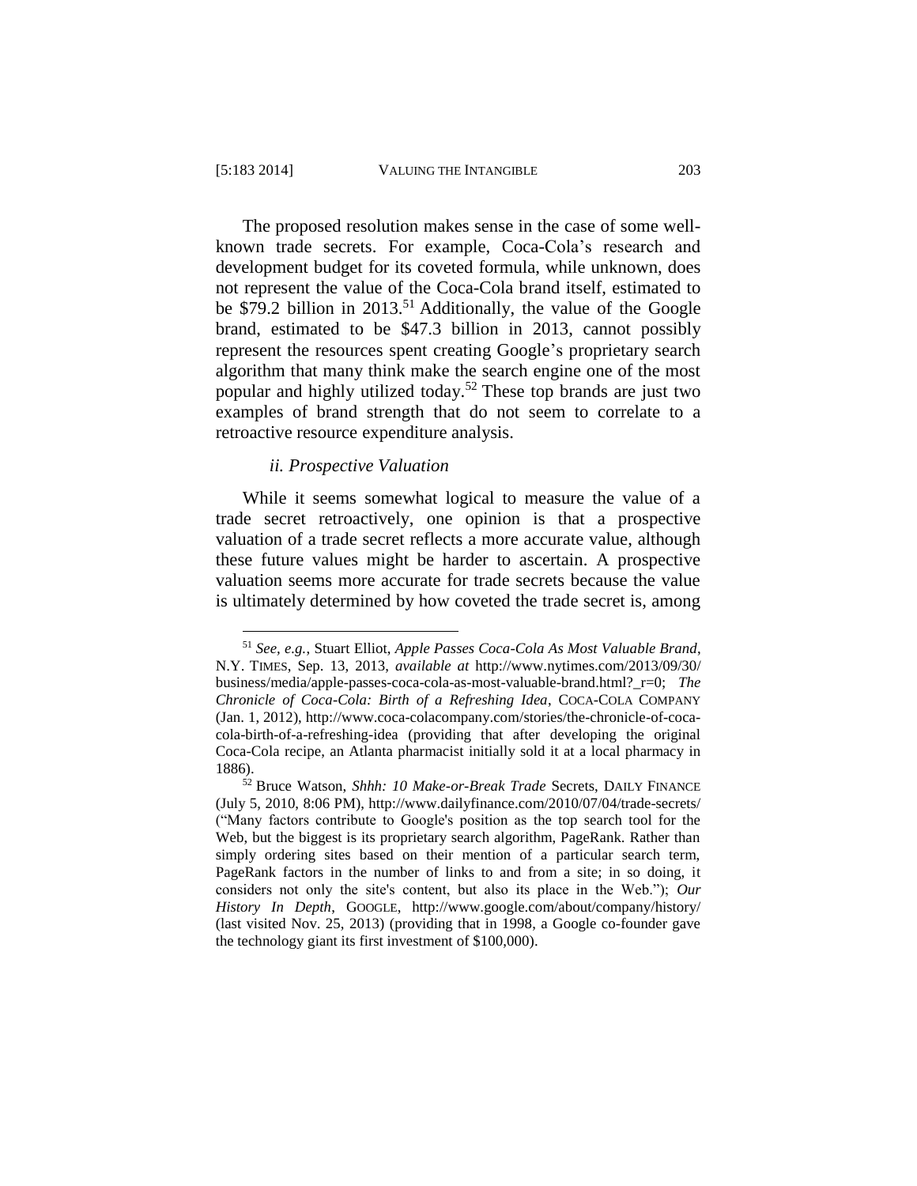The proposed resolution makes sense in the case of some well-known trade secrets. For example, Coca-Cola's research and development budget for its coveted formula, while unknown, does not represent the value of the Coca-Cola brand itself, estimated to be $79.2 billion in 2013.[51] Additionally, the value of the Google brand, estimated to be $47.3 billion in 2013, cannot possibly represent the resources spent creating Google's proprietary search algorithm that many think make the search engine one of the most popular and highly utilized today.[52] These top brands are just two examples of brand strength that do not seem to correlate to a retroactive resource expenditure analysis.

#### *ii. Prospective Valuation*

While it seems somewhat logical to measure the value of a trade secret retroactively, one opinion is that a prospective valuation of a trade secret reflects a more accurate value, although these future values might be harder to ascertain. A prospective valuation seems more accurate for trade secrets because the value is ultimately determined by how coveted the trade secret is, among

---

[51] *See, e.g.*, Stuart Elliot, *Apple Passes Coca-Cola As Most Valuable Brand*, N.Y. TIMES, Sep. 13, 2013, *available at* http://www.nytimes.com/2013/09/30/business/media/apple-passes-coca-cola-as-most-valuable-brand.html?_r=0; *The Chronicle of Coca-Cola: Birth of a Refreshing Idea*, COCA-COLA COMPANY (Jan. 1, 2012), http://www.coca-colacompany.com/stories/the-chronicle-of-coca-cola-birth-of-a-refreshing-idea (providing that after developing the original Coca-Cola recipe, an Atlanta pharmacist initially sold it at a local pharmacy in 1886).

[52] Bruce Watson, *Shhh: 10 Make-or-Break Trade* Secrets, DAILY FINANCE (July 5, 2010, 8:06 PM), http://www.dailyfinance.com/2010/07/04/trade-secrets/ ("Many factors contribute to Google's position as the top search tool for the Web, but the biggest is its proprietary search algorithm, PageRank. Rather than simply ordering sites based on their mention of a particular search term, PageRank factors in the number of links to and from a site; in so doing, it considers not only the site's content, but also its place in the Web."); *Our History In Depth*, GOOGLE, http://www.google.com/about/company/history/ (last visited Nov. 25, 2013) (providing that in 1998, a Google co-founder gave the technology giant its first investment of $100,000).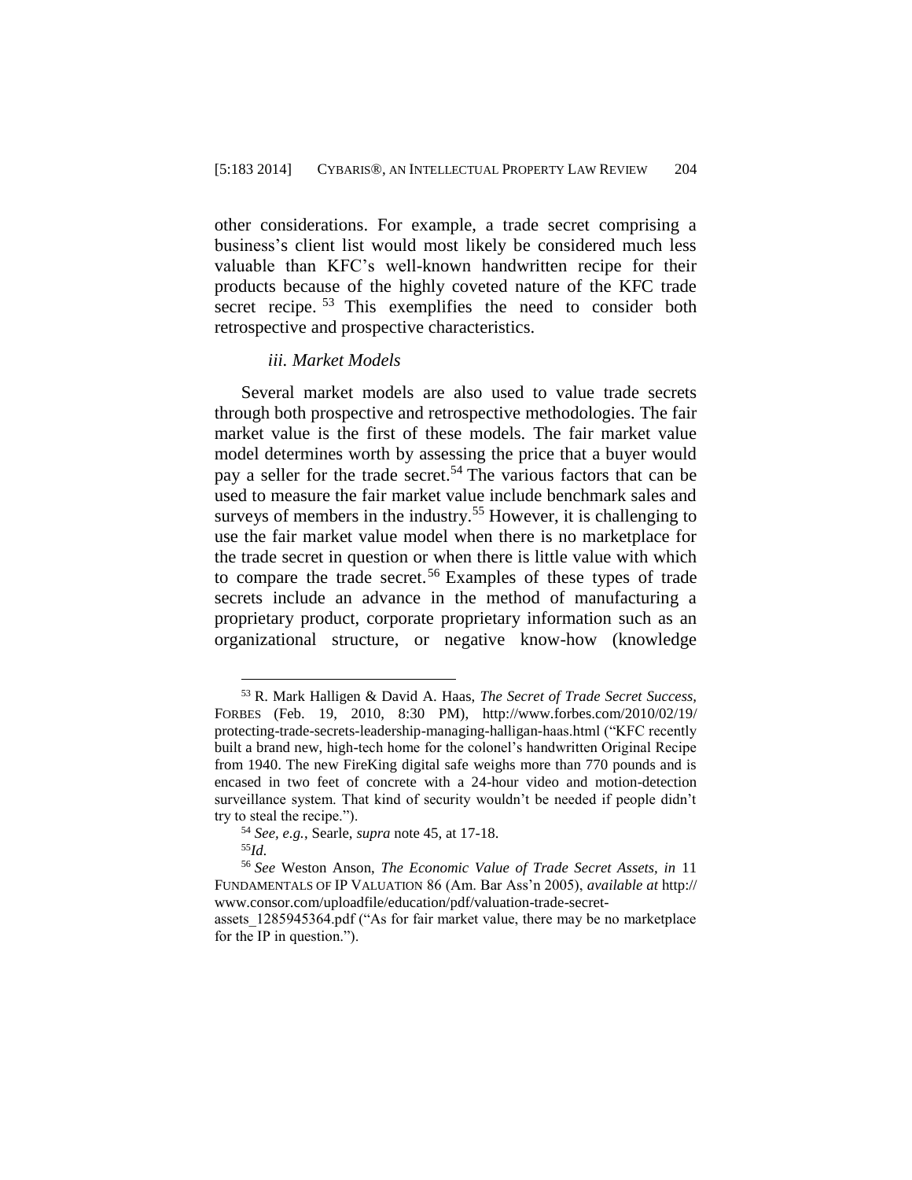other considerations. For example, a trade secret comprising a business's client list would most likely be considered much less valuable than KFC's well-known handwritten recipe for their products because of the highly coveted nature of the KFC trade secret recipe.[53] This exemplifies the need to consider both retrospective and prospective characteristics.

### *iii. Market Models*

Several market models are also used to value trade secrets through both prospective and retrospective methodologies. The fair market value is the first of these models. The fair market value model determines worth by assessing the price that a buyer would pay a seller for the trade secret.[54] The various factors that can be used to measure the fair market value include benchmark sales and surveys of members in the industry.[55] However, it is challenging to use the fair market value model when there is no marketplace for the trade secret in question or when there is little value with which to compare the trade secret.[56] Examples of these types of trade secrets include an advance in the method of manufacturing a proprietary product, corporate proprietary information such as an organizational structure, or negative know-how (knowledge

---

[53] R. Mark Halligen & David A. Haas, *The Secret of Trade Secret Success,* FORBES (Feb. 19, 2010, 8:30 PM), http://www.forbes.com/2010/02/19/protecting-trade-secrets-leadership-managing-halligan-haas.html ("KFC recently built a brand new, high-tech home for the colonel's handwritten Original Recipe from 1940. The new FireKing digital safe weighs more than 770 pounds and is encased in two feet of concrete with a 24-hour video and motion-detection surveillance system. That kind of security wouldn't be needed if people didn't try to steal the recipe.").

[54] *See, e.g.*, Searle, *supra* note 45, at 17-18.

[55] *Id.*

[56] *See* Weston Anson, *The Economic Value of Trade Secret Assets, in* 11 FUNDAMENTALS OF IP VALUATION 86 (Am. Bar Ass'n 2005), *available at* http://www.consor.com/uploadfile/education/pdf/valuation-trade-secret-assets_1285945364.pdf ("As for fair market value, there may be no marketplace for the IP in question.").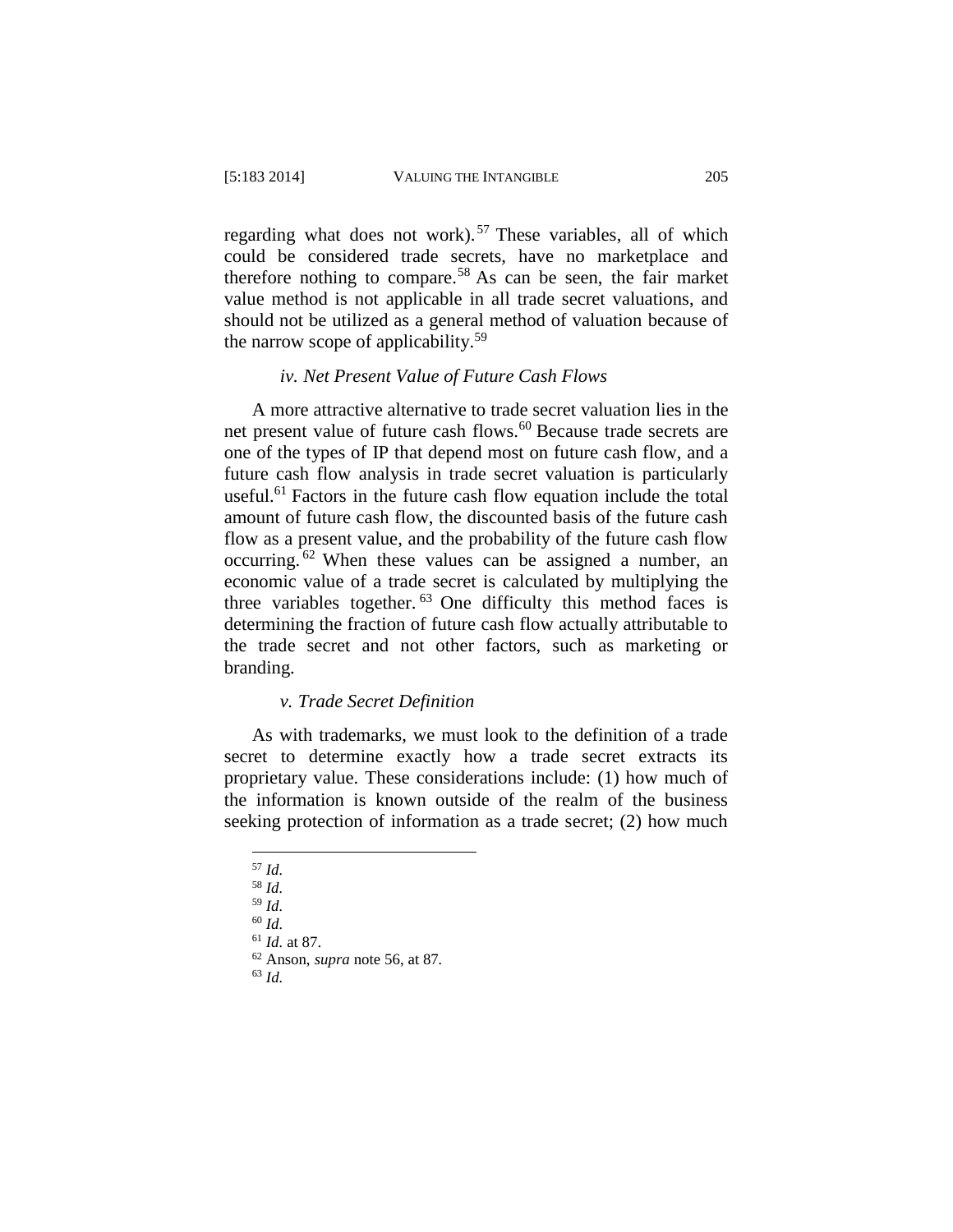regarding what does not work).[57] These variables, all of which could be considered trade secrets, have no marketplace and therefore nothing to compare.[58] As can be seen, the fair market value method is not applicable in all trade secret valuations, and should not be utilized as a general method of valuation because of the narrow scope of applicability.[59]

### *iv. Net Present Value of Future Cash Flows*

A more attractive alternative to trade secret valuation lies in the net present value of future cash flows.[60] Because trade secrets are one of the types of IP that depend most on future cash flow, and a future cash flow analysis in trade secret valuation is particularly useful.[61] Factors in the future cash flow equation include the total amount of future cash flow, the discounted basis of the future cash flow as a present value, and the probability of the future cash flow occurring.[62] When these values can be assigned a number, an economic value of a trade secret is calculated by multiplying the three variables together.[63] One difficulty this method faces is determining the fraction of future cash flow actually attributable to the trade secret and not other factors, such as marketing or branding.

### *v. Trade Secret Definition*

As with trademarks, we must look to the definition of a trade secret to determine exactly how a trade secret extracts its proprietary value. These considerations include: (1) how much of the information is known outside of the realm of the business seeking protection of information as a trade secret; (2) how much

---

[57] *Id.*
[58] *Id.*
[59] *Id.*
[60] *Id.*
[61] *Id.* at 87.
[62] Anson, *supra* note 56, at 87.
[63] *Id.*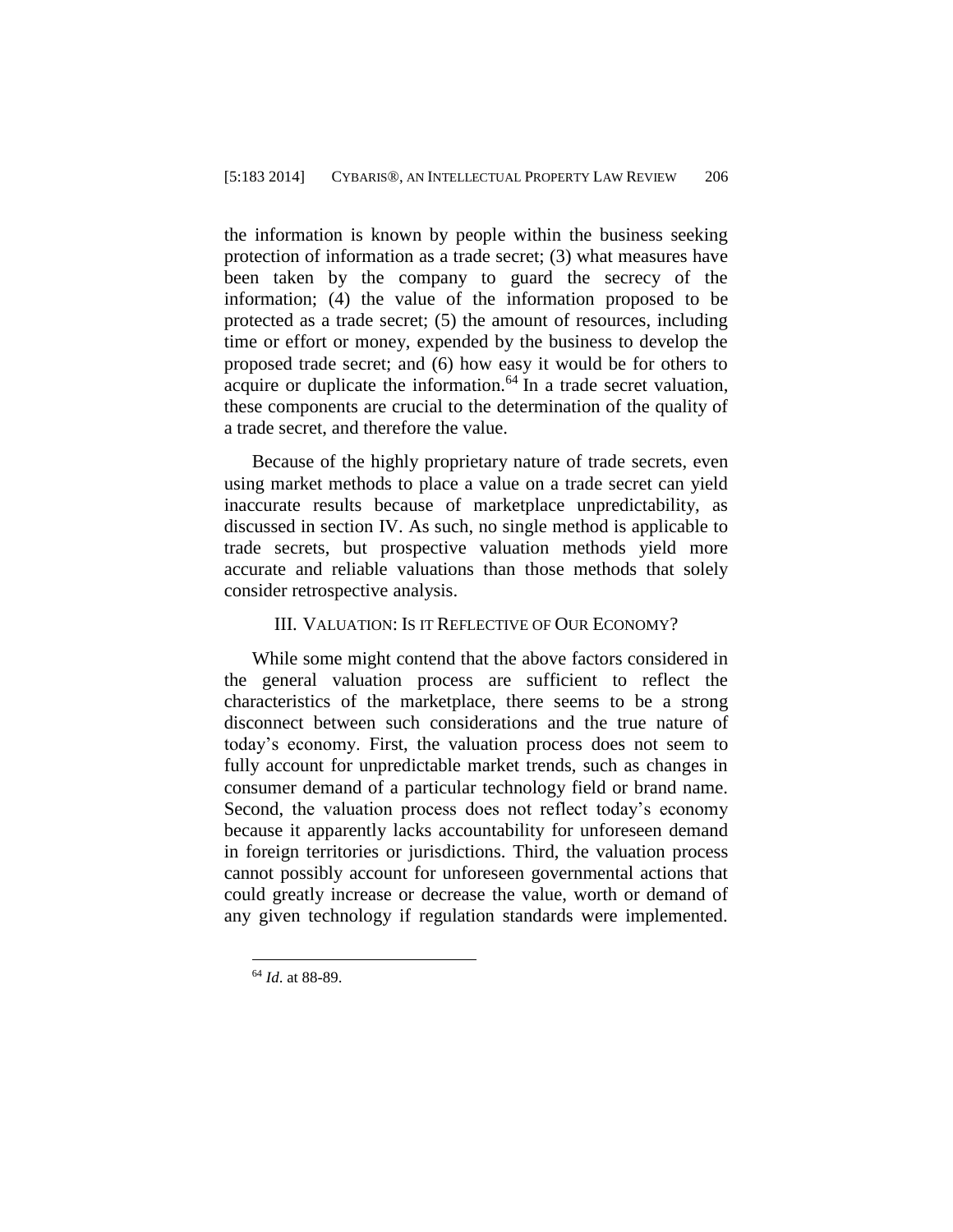the information is known by people within the business seeking protection of information as a trade secret; (3) what measures have been taken by the company to guard the secrecy of the information; (4) the value of the information proposed to be protected as a trade secret; (5) the amount of resources, including time or effort or money, expended by the business to develop the proposed trade secret; and (6) how easy it would be for others to acquire or duplicate the information.[64] In a trade secret valuation, these components are crucial to the determination of the quality of a trade secret, and therefore the value.

Because of the highly proprietary nature of trade secrets, even using market methods to place a value on a trade secret can yield inaccurate results because of marketplace unpredictability, as discussed in section IV. As such, no single method is applicable to trade secrets, but prospective valuation methods yield more accurate and reliable valuations than those methods that solely consider retrospective analysis.

## III. Valuation: Is it Reflective of Our Economy?

While some might contend that the above factors considered in the general valuation process are sufficient to reflect the characteristics of the marketplace, there seems to be a strong disconnect between such considerations and the true nature of today's economy. First, the valuation process does not seem to fully account for unpredictable market trends, such as changes in consumer demand of a particular technology field or brand name. Second, the valuation process does not reflect today's economy because it apparently lacks accountability for unforeseen demand in foreign territories or jurisdictions. Third, the valuation process cannot possibly account for unforeseen governmental actions that could greatly increase or decrease the value, worth or demand of any given technology if regulation standards were implemented.

---

[64] *Id*. at 88-89.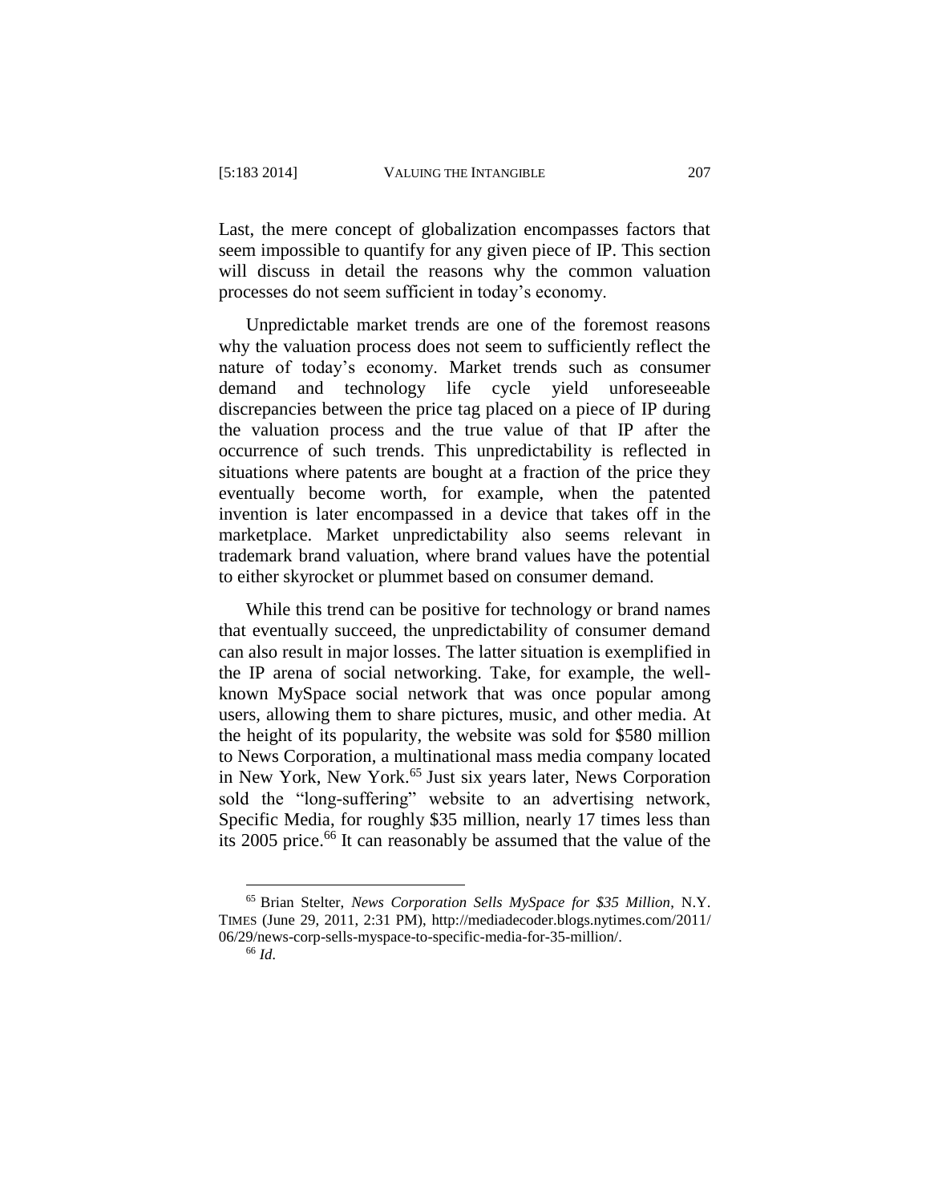Last, the mere concept of globalization encompasses factors that seem impossible to quantify for any given piece of IP. This section will discuss in detail the reasons why the common valuation processes do not seem sufficient in today's economy.

Unpredictable market trends are one of the foremost reasons why the valuation process does not seem to sufficiently reflect the nature of today's economy. Market trends such as consumer demand and technology life cycle yield unforeseeable discrepancies between the price tag placed on a piece of IP during the valuation process and the true value of that IP after the occurrence of such trends. This unpredictability is reflected in situations where patents are bought at a fraction of the price they eventually become worth, for example, when the patented invention is later encompassed in a device that takes off in the marketplace. Market unpredictability also seems relevant in trademark brand valuation, where brand values have the potential to either skyrocket or plummet based on consumer demand.

While this trend can be positive for technology or brand names that eventually succeed, the unpredictability of consumer demand can also result in major losses. The latter situation is exemplified in the IP arena of social networking. Take, for example, the well-known MySpace social network that was once popular among users, allowing them to share pictures, music, and other media. At the height of its popularity, the website was sold for $580 million to News Corporation, a multinational mass media company located in New York, New York.[65] Just six years later, News Corporation sold the "long-suffering" website to an advertising network, Specific Media, for roughly $35 million, nearly 17 times less than its 2005 price.[66] It can reasonably be assumed that the value of the

---

[65] Brian Stelter, *News Corporation Sells MySpace for $35 Million*, N.Y. TIMES (June 29, 2011, 2:31 PM), http://mediadecoder.blogs.nytimes.com/2011/06/29/news-corp-sells-myspace-to-specific-media-for-35-million/.

[66] *Id.*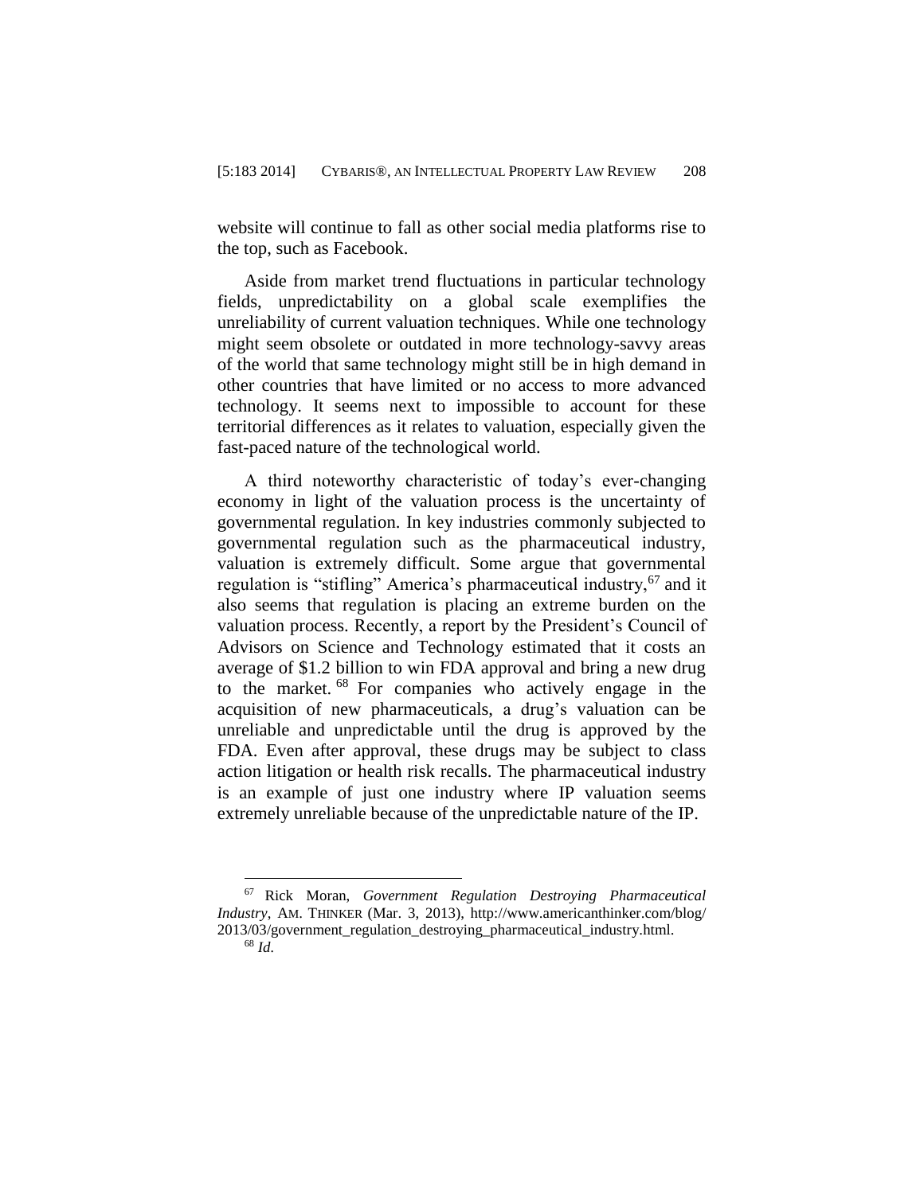website will continue to fall as other social media platforms rise to the top, such as Facebook.

Aside from market trend fluctuations in particular technology fields, unpredictability on a global scale exemplifies the unreliability of current valuation techniques. While one technology might seem obsolete or outdated in more technology-savvy areas of the world that same technology might still be in high demand in other countries that have limited or no access to more advanced technology. It seems next to impossible to account for these territorial differences as it relates to valuation, especially given the fast-paced nature of the technological world.

A third noteworthy characteristic of today's ever-changing economy in light of the valuation process is the uncertainty of governmental regulation. In key industries commonly subjected to governmental regulation such as the pharmaceutical industry, valuation is extremely difficult. Some argue that governmental regulation is "stifling" America's pharmaceutical industry,[67] and it also seems that regulation is placing an extreme burden on the valuation process. Recently, a report by the President's Council of Advisors on Science and Technology estimated that it costs an average of $1.2 billion to win FDA approval and bring a new drug to the market.[68] For companies who actively engage in the acquisition of new pharmaceuticals, a drug's valuation can be unreliable and unpredictable until the drug is approved by the FDA. Even after approval, these drugs may be subject to class action litigation or health risk recalls. The pharmaceutical industry is an example of just one industry where IP valuation seems extremely unreliable because of the unpredictable nature of the IP.

---

[67] Rick Moran, *Government Regulation Destroying Pharmaceutical Industry*, AM. THINKER (Mar. 3, 2013), http://www.americanthinker.com/blog/2013/03/government_regulation_destroying_pharmaceutical_industry.html.

[68] *Id.*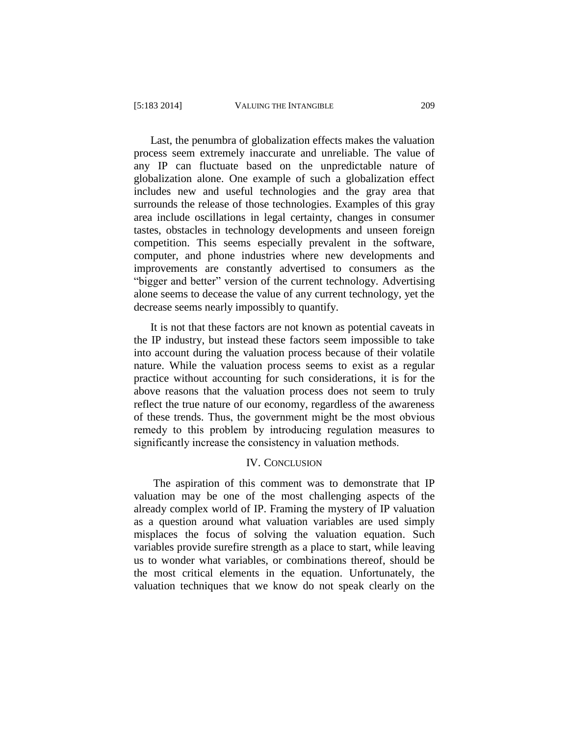Last, the penumbra of globalization effects makes the valuation process seem extremely inaccurate and unreliable. The value of any IP can fluctuate based on the unpredictable nature of globalization alone. One example of such a globalization effect includes new and useful technologies and the gray area that surrounds the release of those technologies. Examples of this gray area include oscillations in legal certainty, changes in consumer tastes, obstacles in technology developments and unseen foreign competition. This seems especially prevalent in the software, computer, and phone industries where new developments and improvements are constantly advertised to consumers as the "bigger and better" version of the current technology. Advertising alone seems to decease the value of any current technology, yet the decrease seems nearly impossibly to quantify.

It is not that these factors are not known as potential caveats in the IP industry, but instead these factors seem impossible to take into account during the valuation process because of their volatile nature. While the valuation process seems to exist as a regular practice without accounting for such considerations, it is for the above reasons that the valuation process does not seem to truly reflect the true nature of our economy, regardless of the awareness of these trends. Thus, the government might be the most obvious remedy to this problem by introducing regulation measures to significantly increase the consistency in valuation methods.

## IV. Conclusion

The aspiration of this comment was to demonstrate that IP valuation may be one of the most challenging aspects of the already complex world of IP. Framing the mystery of IP valuation as a question around what valuation variables are used simply misplaces the focus of solving the valuation equation. Such variables provide surefire strength as a place to start, while leaving us to wonder what variables, or combinations thereof, should be the most critical elements in the equation. Unfortunately, the valuation techniques that we know do not speak clearly on the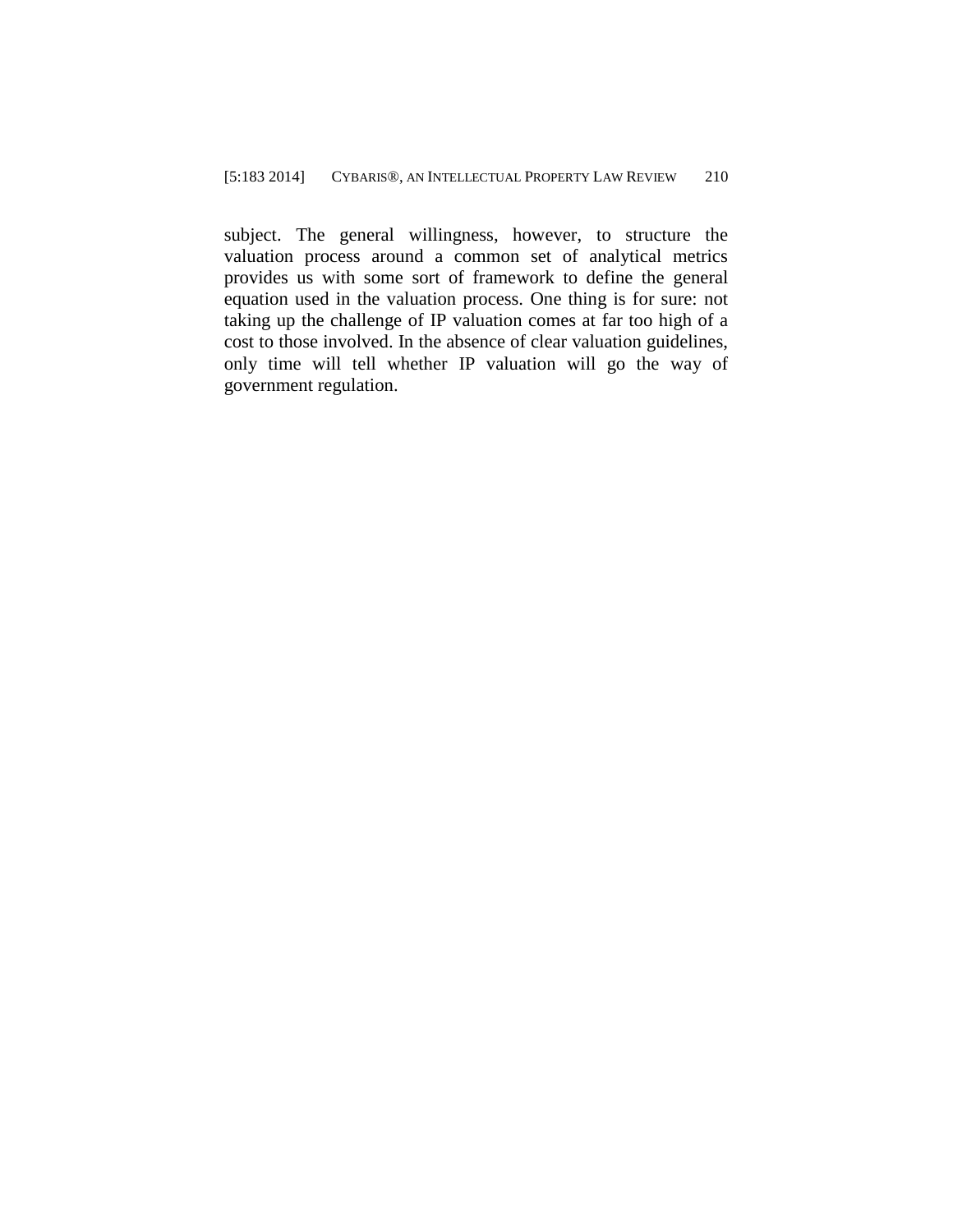subject. The general willingness, however, to structure the valuation process around a common set of analytical metrics provides us with some sort of framework to define the general equation used in the valuation process. One thing is for sure: not taking up the challenge of IP valuation comes at far too high of a cost to those involved. In the absence of clear valuation guidelines, only time will tell whether IP valuation will go the way of government regulation.